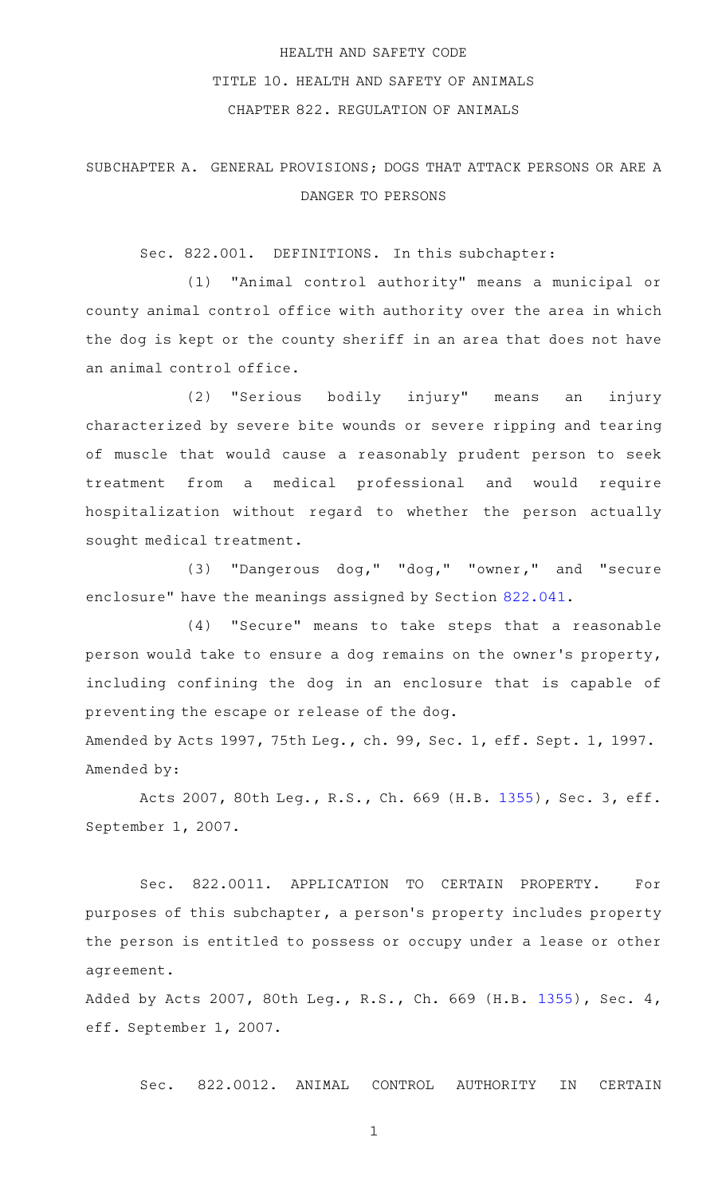HEALTH AND SAFETY CODE

TITLE 10. HEALTH AND SAFETY OF ANIMALS

CHAPTER 822. REGULATION OF ANIMALS

SUBCHAPTER A. GENERAL PROVISIONS; DOGS THAT ATTACK PERSONS OR ARE A DANGER TO PERSONS

Sec. 822.001. DEFINITIONS. In this subchapter:

(1) "Animal control authority" means a municipal or county animal control office with authority over the area in which the dog is kept or the county sheriff in an area that does not have an animal control office.

(2) "Serious bodily injury" means an injury characterized by severe bite wounds or severe ripping and tearing of muscle that would cause a reasonably prudent person to seek treatment from a medical professional and would require hospitalization without regard to whether the person actually sought medical treatment.

(3) "Dangerous dog," "dog," "owner," and "secure enclosure" have the meanings assigned by Section 822.041.

(4) "Secure" means to take steps that a reasonable person would take to ensure a dog remains on the owner's property, including confining the dog in an enclosure that is capable of preventing the escape or release of the dog.

Amended by Acts 1997, 75th Leg., ch. 99, Sec. 1, eff. Sept. 1, 1997.

Amended by:

Acts 2007, 80th Leg., R.S., Ch. 669 (H.B. 1355), Sec. 3, eff. September 1, 2007.

Sec. 822.0011. APPLICATION TO CERTAIN PROPERTY. For purposes of this subchapter, a person's property includes property the person is entitled to possess or occupy under a lease or other agreement.

Added by Acts 2007, 80th Leg., R.S., Ch. 669 (H.B. 1355), Sec. 4, eff. September 1, 2007.

Sec. 822.0012. ANIMAL CONTROL AUTHORITY IN CERTAIN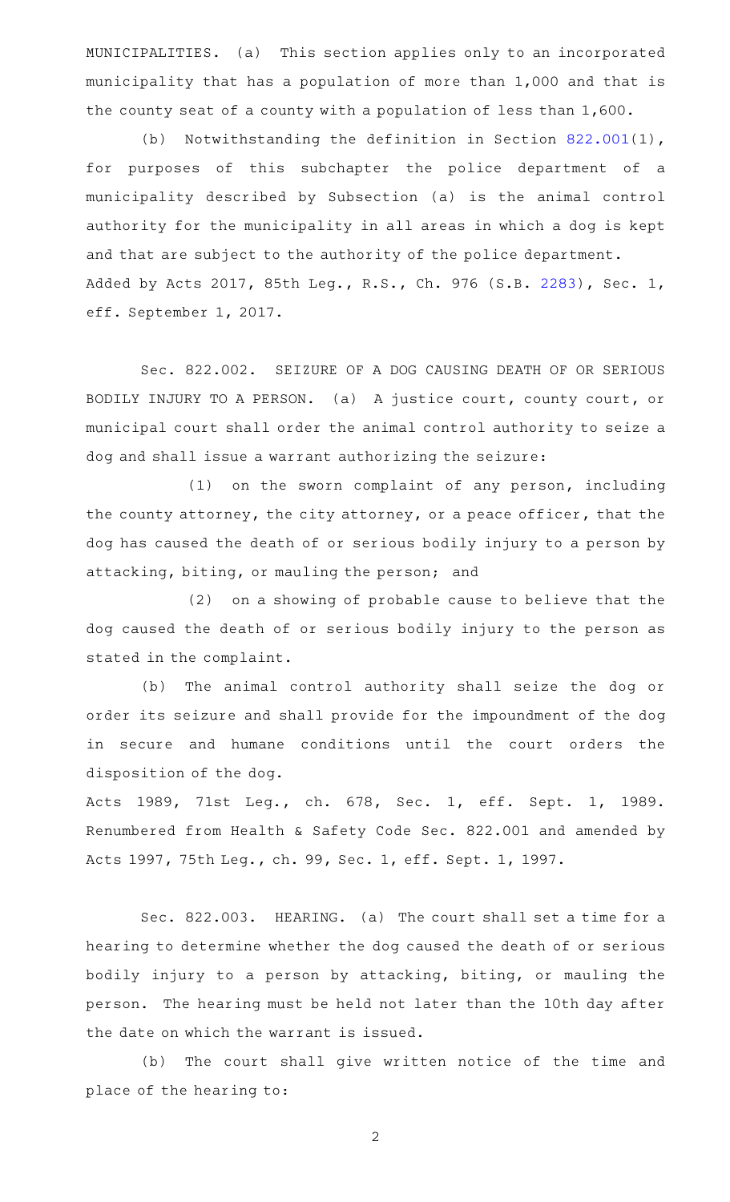MUNICIPALITIES. (a) This section applies only to an incorporated municipality that has a population of more than 1,000 and that is the county seat of a county with a population of less than 1,600.

(b) Notwithstanding the definition in Section 822.001(1), for purposes of this subchapter the police department of a municipality described by Subsection (a) is the animal control authority for the municipality in all areas in which a dog is kept and that are subject to the authority of the police department.

Added by Acts 2017, 85th Leg., R.S., Ch. 976 (S.B. 2283), Sec. 1, eff. September 1, 2017.

Sec. 822.002. SEIZURE OF A DOG CAUSING DEATH OF OR SERIOUS BODILY INJURY TO A PERSON. (a) A justice court, county court, or municipal court shall order the animal control authority to seize a dog and shall issue a warrant authorizing the seizure:

(1) on the sworn complaint of any person, including the county attorney, the city attorney, or a peace officer, that the dog has caused the death of or serious bodily injury to a person by attacking, biting, or mauling the person; and

(2) on a showing of probable cause to believe that the dog caused the death of or serious bodily injury to the person as stated in the complaint.

(b) The animal control authority shall seize the dog or order its seizure and shall provide for the impoundment of the dog in secure and humane conditions until the court orders the disposition of the dog.

Acts 1989, 71st Leg., ch. 678, Sec. 1, eff. Sept. 1, 1989. Renumbered from Health & Safety Code Sec. 822.001 and amended by Acts 1997, 75th Leg., ch. 99, Sec. 1, eff. Sept. 1, 1997.

Sec. 822.003. HEARING. (a) The court shall set a time for a hearing to determine whether the dog caused the death of or serious bodily injury to a person by attacking, biting, or mauling the person. The hearing must be held not later than the 10th day after the date on which the warrant is issued.

(b) The court shall give written notice of the time and place of the hearing to: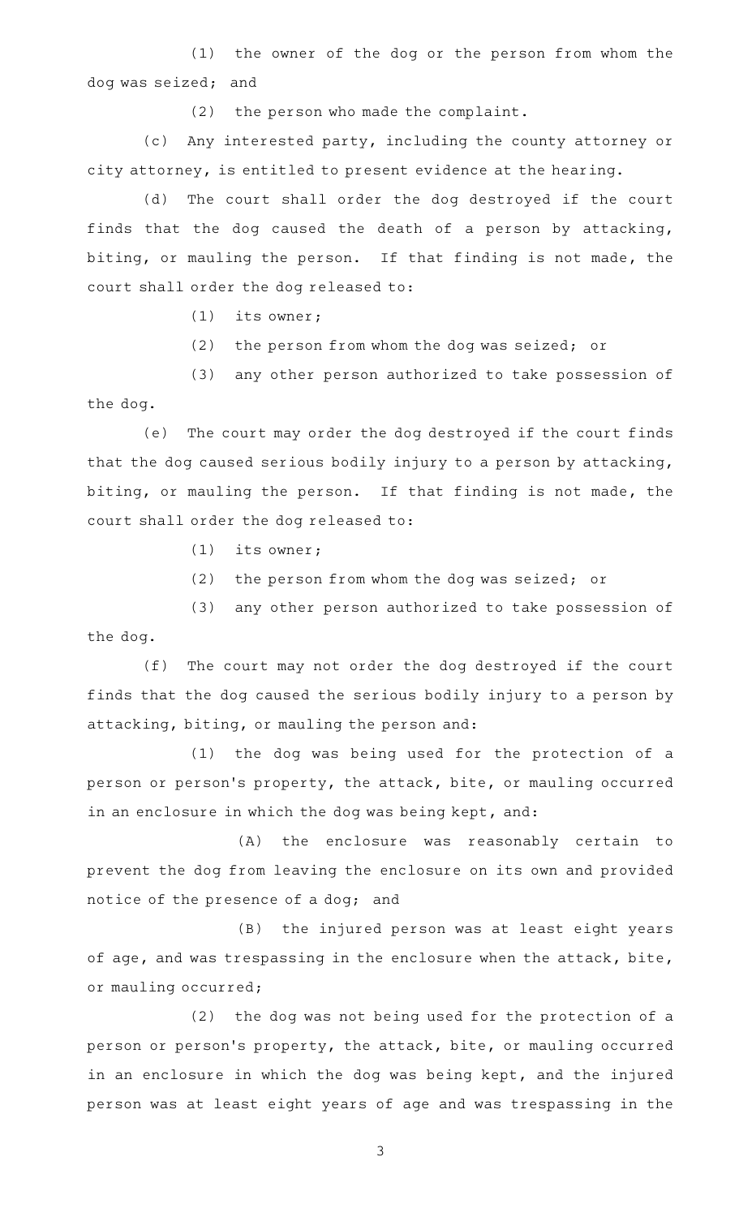(1) the owner of the dog or the person from whom the dog was seized; and

(2) the person who made the complaint.

(c) Any interested party, including the county attorney or city attorney, is entitled to present evidence at the hearing.

(d) The court shall order the dog destroyed if the court finds that the dog caused the death of a person by attacking, biting, or mauling the person. If that finding is not made, the court shall order the dog released to:

(1) its owner;

(2) the person from whom the dog was seized; or

(3) any other person authorized to take possession of the dog.

(e) The court may order the dog destroyed if the court finds that the dog caused serious bodily injury to a person by attacking, biting, or mauling the person. If that finding is not made, the court shall order the dog released to:

(1) its owner;

(2) the person from whom the dog was seized; or

(3) any other person authorized to take possession of the dog.

(f) The court may not order the dog destroyed if the court finds that the dog caused the serious bodily injury to a person by attacking, biting, or mauling the person and:

(1) the dog was being used for the protection of a person or person's property, the attack, bite, or mauling occurred in an enclosure in which the dog was being kept, and:

(A) the enclosure was reasonably certain to prevent the dog from leaving the enclosure on its own and provided notice of the presence of a dog; and

(B) the injured person was at least eight years of age, and was trespassing in the enclosure when the attack, bite, or mauling occurred;

(2) the dog was not being used for the protection of a person or person's property, the attack, bite, or mauling occurred in an enclosure in which the dog was being kept, and the injured person was at least eight years of age and was trespassing in the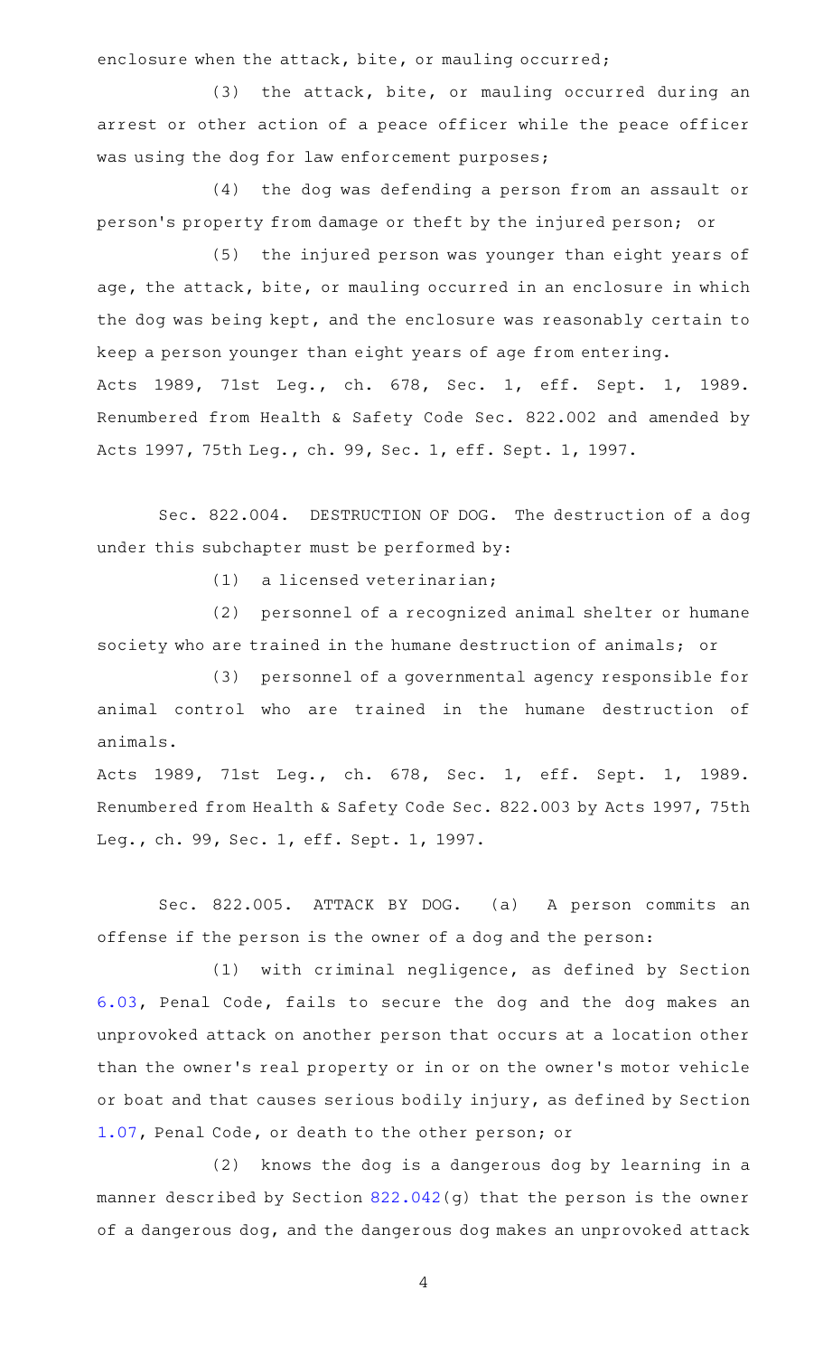enclosure when the attack, bite, or mauling occurred;

(3) the attack, bite, or mauling occurred during an arrest or other action of a peace officer while the peace officer was using the dog for law enforcement purposes;

(4) the dog was defending a person from an assault or person's property from damage or theft by the injured person; or

(5) the injured person was younger than eight years of age, the attack, bite, or mauling occurred in an enclosure in which the dog was being kept, and the enclosure was reasonably certain to keep a person younger than eight years of age from entering.

Acts 1989, 71st Leg., ch. 678, Sec. 1, eff. Sept. 1, 1989. Renumbered from Health & Safety Code Sec. 822.002 and amended by Acts 1997, 75th Leg., ch. 99, Sec. 1, eff. Sept. 1, 1997.

Sec. 822.004. DESTRUCTION OF DOG. The destruction of a dog under this subchapter must be performed by:

(1) a licensed veterinarian;

(2) personnel of a recognized animal shelter or humane society who are trained in the humane destruction of animals; or

(3) personnel of a governmental agency responsible for animal control who are trained in the humane destruction of animals.

Acts 1989, 71st Leg., ch. 678, Sec. 1, eff. Sept. 1, 1989. Renumbered from Health & Safety Code Sec. 822.003 by Acts 1997, 75th Leg., ch. 99, Sec. 1, eff. Sept. 1, 1997.

Sec. 822.005. ATTACK BY DOG. (a) A person commits an offense if the person is the owner of a dog and the person:

(1) with criminal negligence, as defined by Section 6.03, Penal Code, fails to secure the dog and the dog makes an unprovoked attack on another person that occurs at a location other than the owner's real property or in or on the owner's motor vehicle or boat and that causes serious bodily injury, as defined by Section 1.07, Penal Code, or death to the other person; or

(2) knows the dog is a dangerous dog by learning in a manner described by Section 822.042(g) that the person is the owner of a dangerous dog, and the dangerous dog makes an unprovoked attack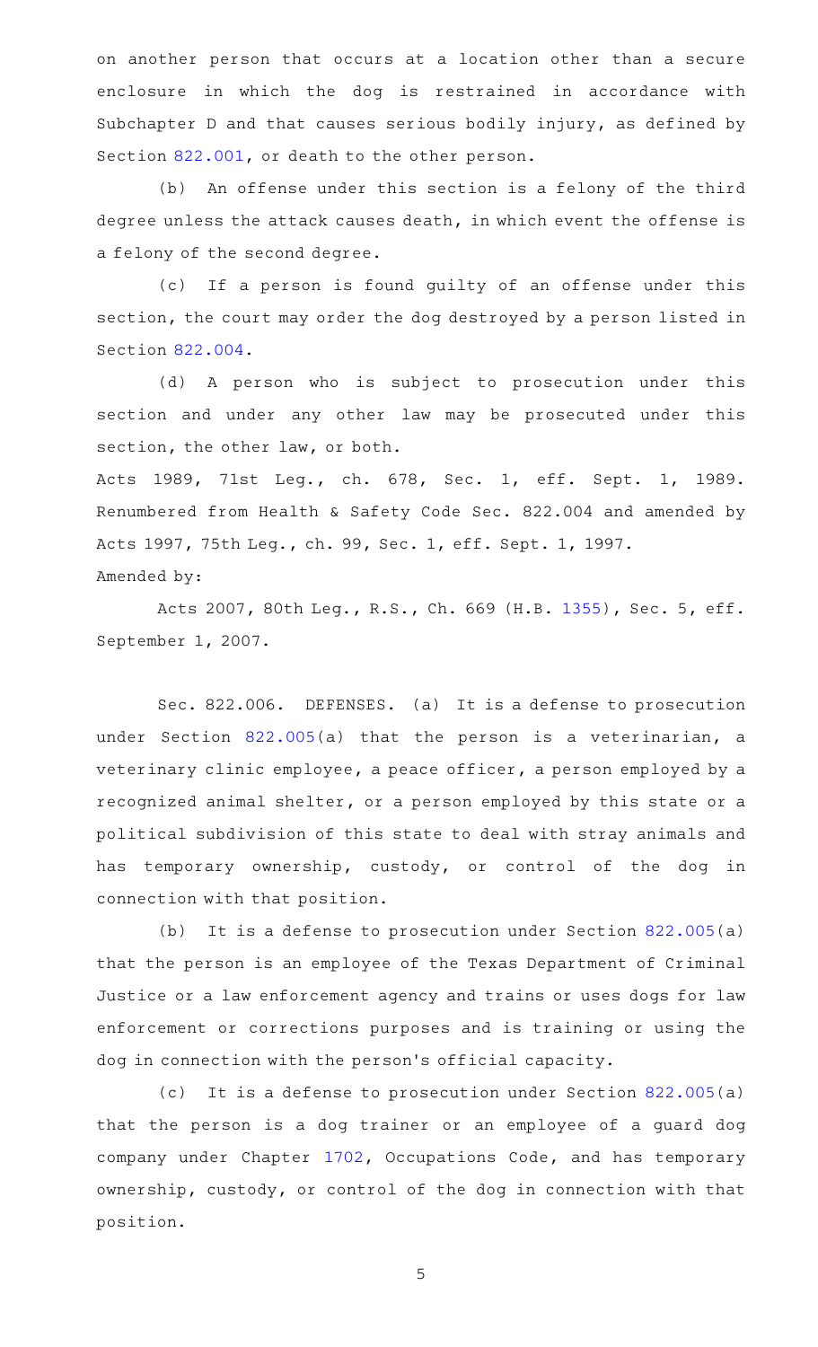on another person that occurs at a location other than a secure enclosure in which the dog is restrained in accordance with Subchapter D and that causes serious bodily injury, as defined by Section 822.001, or death to the other person.

(b) An offense under this section is a felony of the third degree unless the attack causes death, in which event the offense is a felony of the second degree.

(c) If a person is found guilty of an offense under this section, the court may order the dog destroyed by a person listed in Section 822.004.

(d) A person who is subject to prosecution under this section and under any other law may be prosecuted under this section, the other law, or both.

Acts 1989, 71st Leg., ch. 678, Sec. 1, eff. Sept. 1, 1989. Renumbered from Health & Safety Code Sec. 822.004 and amended by Acts 1997, 75th Leg., ch. 99, Sec. 1, eff. Sept. 1, 1997.

Amended by:

Acts 2007, 80th Leg., R.S., Ch. 669 (H.B. 1355), Sec. 5, eff. September 1, 2007.

Sec. 822.006. DEFENSES. (a) It is a defense to prosecution under Section 822.005(a) that the person is a veterinarian, a veterinary clinic employee, a peace officer, a person employed by a recognized animal shelter, or a person employed by this state or a political subdivision of this state to deal with stray animals and has temporary ownership, custody, or control of the dog in connection with that position.

(b) It is a defense to prosecution under Section 822.005(a) that the person is an employee of the Texas Department of Criminal Justice or a law enforcement agency and trains or uses dogs for law enforcement or corrections purposes and is training or using the dog in connection with the person's official capacity.

(c) It is a defense to prosecution under Section 822.005(a) that the person is a dog trainer or an employee of a guard dog company under Chapter 1702, Occupations Code, and has temporary ownership, custody, or control of the dog in connection with that position.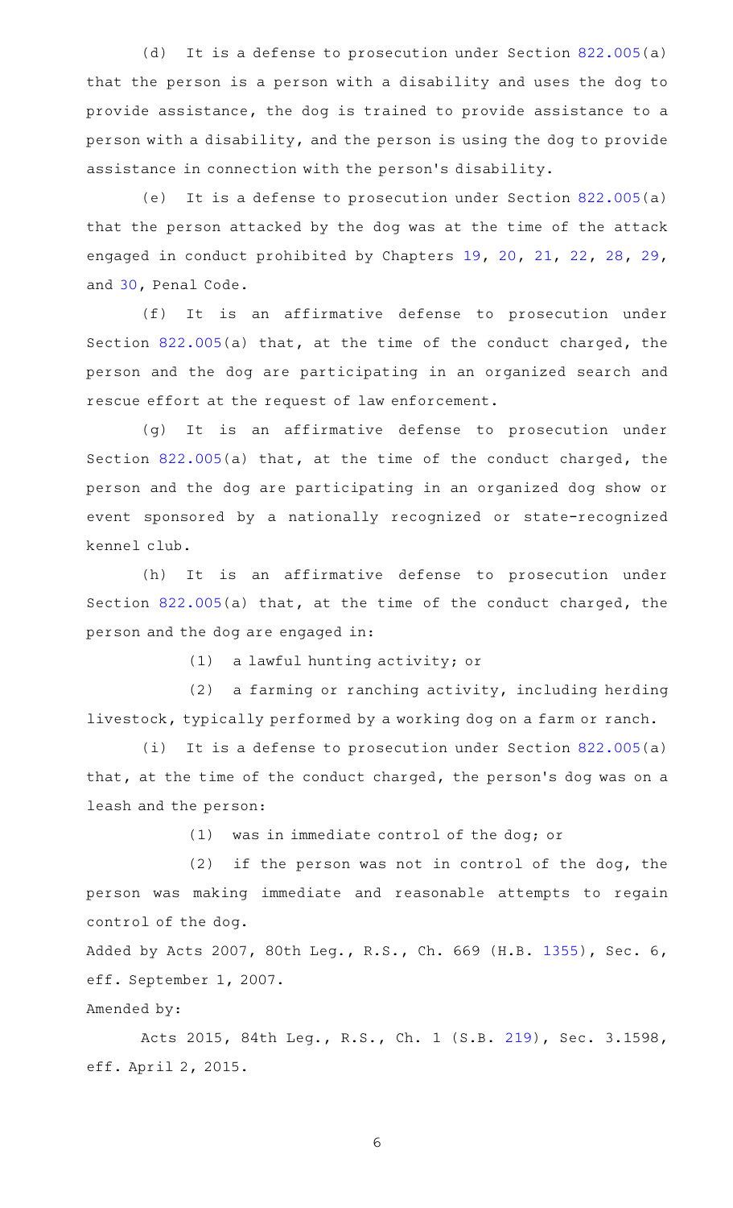(d) It is a defense to prosecution under Section 822.005(a) that the person is a person with a disability and uses the dog to provide assistance, the dog is trained to provide assistance to a person with a disability, and the person is using the dog to provide assistance in connection with the person's disability.

(e) It is a defense to prosecution under Section 822.005(a) that the person attacked by the dog was at the time of the attack engaged in conduct prohibited by Chapters 19, 20, 21, 22, 28, 29, and 30, Penal Code.

(f) It is an affirmative defense to prosecution under Section 822.005(a) that, at the time of the conduct charged, the person and the dog are participating in an organized search and rescue effort at the request of law enforcement.

(g) It is an affirmative defense to prosecution under Section 822.005(a) that, at the time of the conduct charged, the person and the dog are participating in an organized dog show or event sponsored by a nationally recognized or state-recognized kennel club.

(h) It is an affirmative defense to prosecution under Section 822.005(a) that, at the time of the conduct charged, the person and the dog are engaged in:

(1) a lawful hunting activity; or

(2) a farming or ranching activity, including herding livestock, typically performed by a working dog on a farm or ranch.

(i) It is a defense to prosecution under Section 822.005(a) that, at the time of the conduct charged, the person's dog was on a leash and the person:

(1) was in immediate control of the dog; or

(2) if the person was not in control of the dog, the person was making immediate and reasonable attempts to regain control of the dog.

Added by Acts 2007, 80th Leg., R.S., Ch. 669 (H.B. 1355), Sec. 6, eff. September 1, 2007.

Amended by:

Acts 2015, 84th Leg., R.S., Ch. 1 (S.B. 219), Sec. 3.1598, eff. April 2, 2015.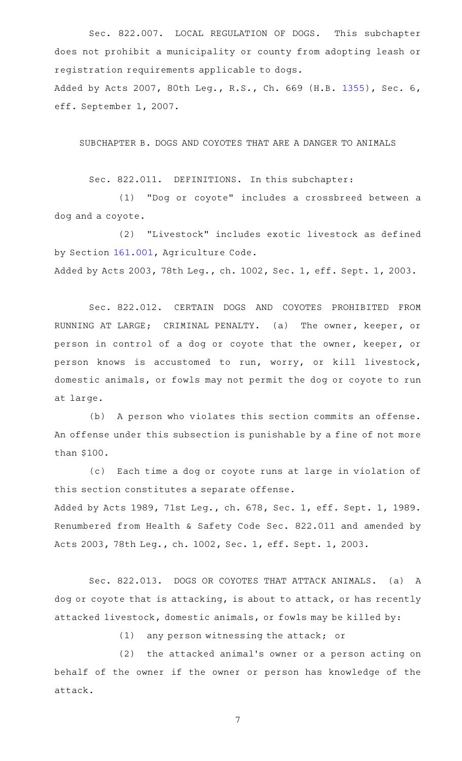Sec. 822.007. LOCAL REGULATION OF DOGS. This subchapter does not prohibit a municipality or county from adopting leash or registration requirements applicable to dogs.

Added by Acts 2007, 80th Leg., R.S., Ch. 669 (H.B. 1355), Sec. 6, eff. September 1, 2007.

SUBCHAPTER B. DOGS AND COYOTES THAT ARE A DANGER TO ANIMALS

Sec. 822.011. DEFINITIONS. In this subchapter:

(1) "Dog or coyote" includes a crossbreed between a dog and a coyote.

(2) "Livestock" includes exotic livestock as defined by Section 161.001, Agriculture Code.

Added by Acts 2003, 78th Leg., ch. 1002, Sec. 1, eff. Sept. 1, 2003.

Sec. 822.012. CERTAIN DOGS AND COYOTES PROHIBITED FROM RUNNING AT LARGE; CRIMINAL PENALTY. (a) The owner, keeper, or person in control of a dog or coyote that the owner, keeper, or person knows is accustomed to run, worry, or kill livestock, domestic animals, or fowls may not permit the dog or coyote to run at large.

(b) A person who violates this section commits an offense. An offense under this subsection is punishable by a fine of not more than $100.

(c) Each time a dog or coyote runs at large in violation of this section constitutes a separate offense.

Added by Acts 1989, 71st Leg., ch. 678, Sec. 1, eff. Sept. 1, 1989. Renumbered from Health & Safety Code Sec. 822.011 and amended by Acts 2003, 78th Leg., ch. 1002, Sec. 1, eff. Sept. 1, 2003.

Sec. 822.013. DOGS OR COYOTES THAT ATTACK ANIMALS. (a) A dog or coyote that is attacking, is about to attack, or has recently attacked livestock, domestic animals, or fowls may be killed by:

(1) any person witnessing the attack; or

(2) the attacked animal's owner or a person acting on behalf of the owner if the owner or person has knowledge of the attack.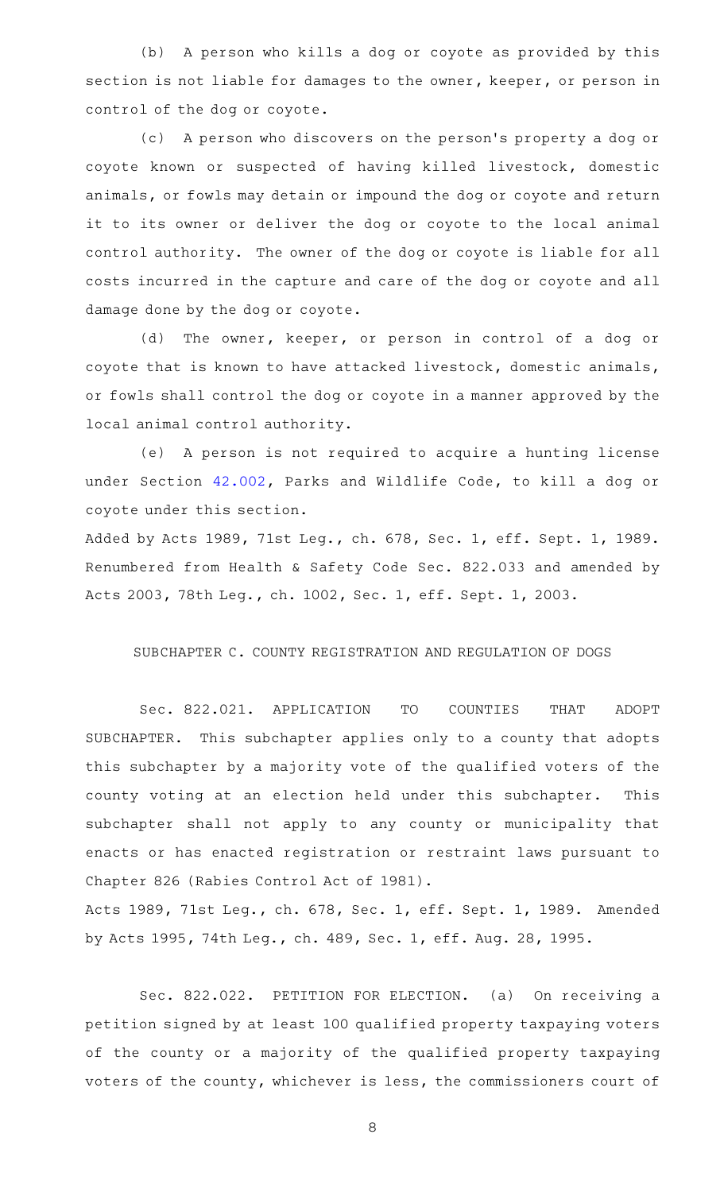(b) A person who kills a dog or coyote as provided by this section is not liable for damages to the owner, keeper, or person in control of the dog or coyote.

(c) A person who discovers on the person's property a dog or coyote known or suspected of having killed livestock, domestic animals, or fowls may detain or impound the dog or coyote and return it to its owner or deliver the dog or coyote to the local animal control authority. The owner of the dog or coyote is liable for all costs incurred in the capture and care of the dog or coyote and all damage done by the dog or coyote.

(d) The owner, keeper, or person in control of a dog or coyote that is known to have attacked livestock, domestic animals, or fowls shall control the dog or coyote in a manner approved by the local animal control authority.

(e) A person is not required to acquire a hunting license under Section 42.002, Parks and Wildlife Code, to kill a dog or coyote under this section.

Added by Acts 1989, 71st Leg., ch. 678, Sec. 1, eff. Sept. 1, 1989. Renumbered from Health & Safety Code Sec. 822.033 and amended by Acts 2003, 78th Leg., ch. 1002, Sec. 1, eff. Sept. 1, 2003.

## SUBCHAPTER C. COUNTY REGISTRATION AND REGULATION OF DOGS

Sec. 822.021. APPLICATION TO COUNTIES THAT ADOPT SUBCHAPTER. This subchapter applies only to a county that adopts this subchapter by a majority vote of the qualified voters of the county voting at an election held under this subchapter. This subchapter shall not apply to any county or municipality that enacts or has enacted registration or restraint laws pursuant to Chapter 826 (Rabies Control Act of 1981).

Acts 1989, 71st Leg., ch. 678, Sec. 1, eff. Sept. 1, 1989. Amended by Acts 1995, 74th Leg., ch. 489, Sec. 1, eff. Aug. 28, 1995.

Sec. 822.022. PETITION FOR ELECTION. (a) On receiving a petition signed by at least 100 qualified property taxpaying voters of the county or a majority of the qualified property taxpaying voters of the county, whichever is less, the commissioners court of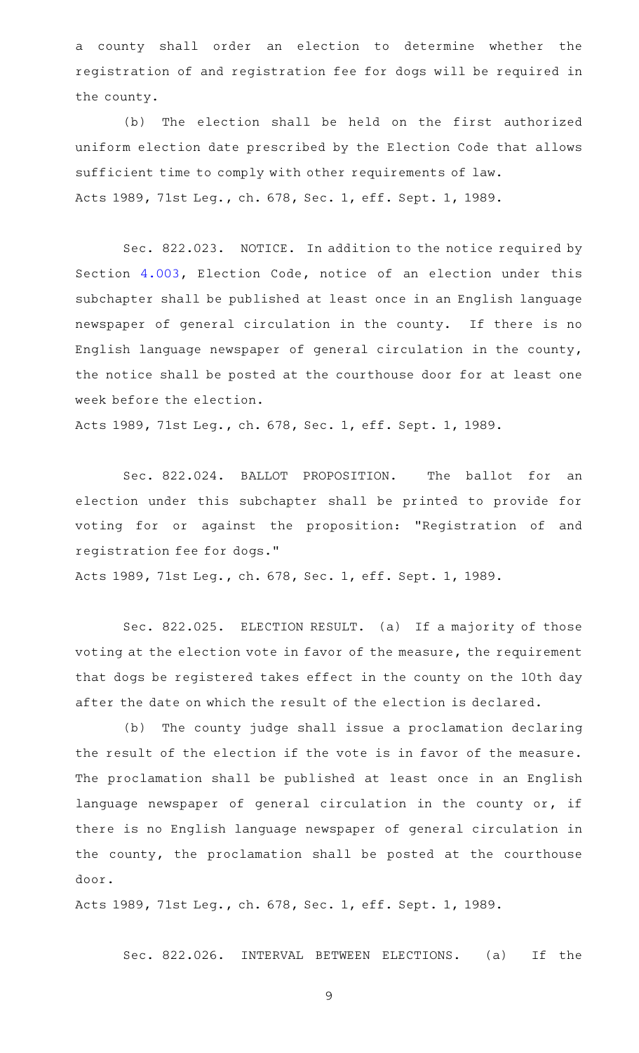a county shall order an election to determine whether the registration of and registration fee for dogs will be required in the county.

(b) The election shall be held on the first authorized uniform election date prescribed by the Election Code that allows sufficient time to comply with other requirements of law.

Acts 1989, 71st Leg., ch. 678, Sec. 1, eff. Sept. 1, 1989.

Sec. 822.023. NOTICE. In addition to the notice required by Section 4.003, Election Code, notice of an election under this subchapter shall be published at least once in an English language newspaper of general circulation in the county. If there is no English language newspaper of general circulation in the county, the notice shall be posted at the courthouse door for at least one week before the election.

Acts 1989, 71st Leg., ch. 678, Sec. 1, eff. Sept. 1, 1989.

Sec. 822.024. BALLOT PROPOSITION. The ballot for an election under this subchapter shall be printed to provide for voting for or against the proposition: "Registration of and registration fee for dogs."

Acts 1989, 71st Leg., ch. 678, Sec. 1, eff. Sept. 1, 1989.

Sec. 822.025. ELECTION RESULT. (a) If a majority of those voting at the election vote in favor of the measure, the requirement that dogs be registered takes effect in the county on the 10th day after the date on which the result of the election is declared.

(b) The county judge shall issue a proclamation declaring the result of the election if the vote is in favor of the measure. The proclamation shall be published at least once in an English language newspaper of general circulation in the county or, if there is no English language newspaper of general circulation in the county, the proclamation shall be posted at the courthouse door.

Acts 1989, 71st Leg., ch. 678, Sec. 1, eff. Sept. 1, 1989.

Sec. 822.026. INTERVAL BETWEEN ELECTIONS. (a) If the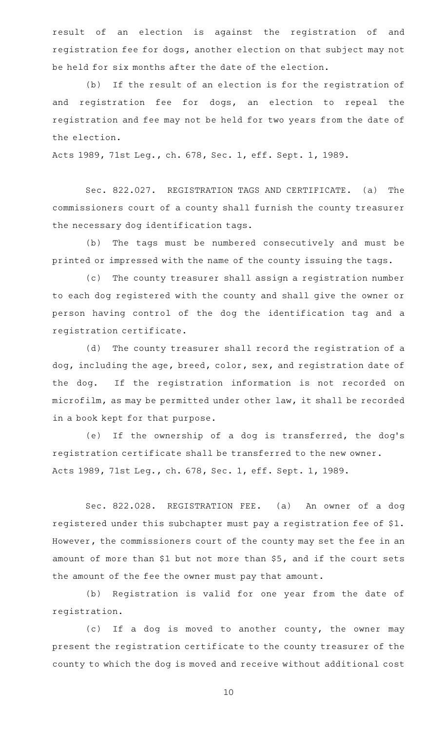result of an election is against the registration of and registration fee for dogs, another election on that subject may not be held for six months after the date of the election.

(b) If the result of an election is for the registration of and registration fee for dogs, an election to repeal the registration and fee may not be held for two years from the date of the election.

Acts 1989, 71st Leg., ch. 678, Sec. 1, eff. Sept. 1, 1989.

Sec. 822.027. REGISTRATION TAGS AND CERTIFICATE. (a) The commissioners court of a county shall furnish the county treasurer the necessary dog identification tags.

(b) The tags must be numbered consecutively and must be printed or impressed with the name of the county issuing the tags.

(c) The county treasurer shall assign a registration number to each dog registered with the county and shall give the owner or person having control of the dog the identification tag and a registration certificate.

(d) The county treasurer shall record the registration of a dog, including the age, breed, color, sex, and registration date of the dog. If the registration information is not recorded on microfilm, as may be permitted under other law, it shall be recorded in a book kept for that purpose.

(e) If the ownership of a dog is transferred, the dog's registration certificate shall be transferred to the new owner.

Acts 1989, 71st Leg., ch. 678, Sec. 1, eff. Sept. 1, 1989.

Sec. 822.028. REGISTRATION FEE. (a) An owner of a dog registered under this subchapter must pay a registration fee of $1. However, the commissioners court of the county may set the fee in an amount of more than $1 but not more than $5, and if the court sets the amount of the fee the owner must pay that amount.

(b) Registration is valid for one year from the date of registration.

(c) If a dog is moved to another county, the owner may present the registration certificate to the county treasurer of the county to which the dog is moved and receive without additional cost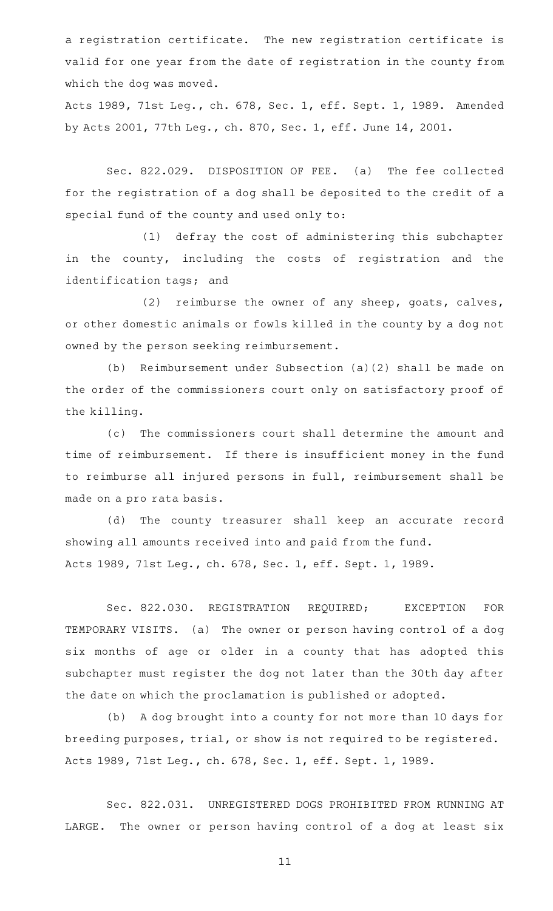a registration certificate. The new registration certificate is valid for one year from the date of registration in the county from which the dog was moved.

Acts 1989, 71st Leg., ch. 678, Sec. 1, eff. Sept. 1, 1989. Amended by Acts 2001, 77th Leg., ch. 870, Sec. 1, eff. June 14, 2001.

Sec. 822.029. DISPOSITION OF FEE. (a) The fee collected for the registration of a dog shall be deposited to the credit of a special fund of the county and used only to:

(1) defray the cost of administering this subchapter in the county, including the costs of registration and the identification tags; and

(2) reimburse the owner of any sheep, goats, calves, or other domestic animals or fowls killed in the county by a dog not owned by the person seeking reimbursement.

(b) Reimbursement under Subsection (a)(2) shall be made on the order of the commissioners court only on satisfactory proof of the killing.

(c) The commissioners court shall determine the amount and time of reimbursement. If there is insufficient money in the fund to reimburse all injured persons in full, reimbursement shall be made on a pro rata basis.

(d) The county treasurer shall keep an accurate record showing all amounts received into and paid from the fund.

Acts 1989, 71st Leg., ch. 678, Sec. 1, eff. Sept. 1, 1989.

Sec. 822.030. REGISTRATION REQUIRED; EXCEPTION FOR TEMPORARY VISITS. (a) The owner or person having control of a dog six months of age or older in a county that has adopted this subchapter must register the dog not later than the 30th day after the date on which the proclamation is published or adopted.

(b) A dog brought into a county for not more than 10 days for breeding purposes, trial, or show is not required to be registered.

Acts 1989, 71st Leg., ch. 678, Sec. 1, eff. Sept. 1, 1989.

Sec. 822.031. UNREGISTERED DOGS PROHIBITED FROM RUNNING AT LARGE. The owner or person having control of a dog at least six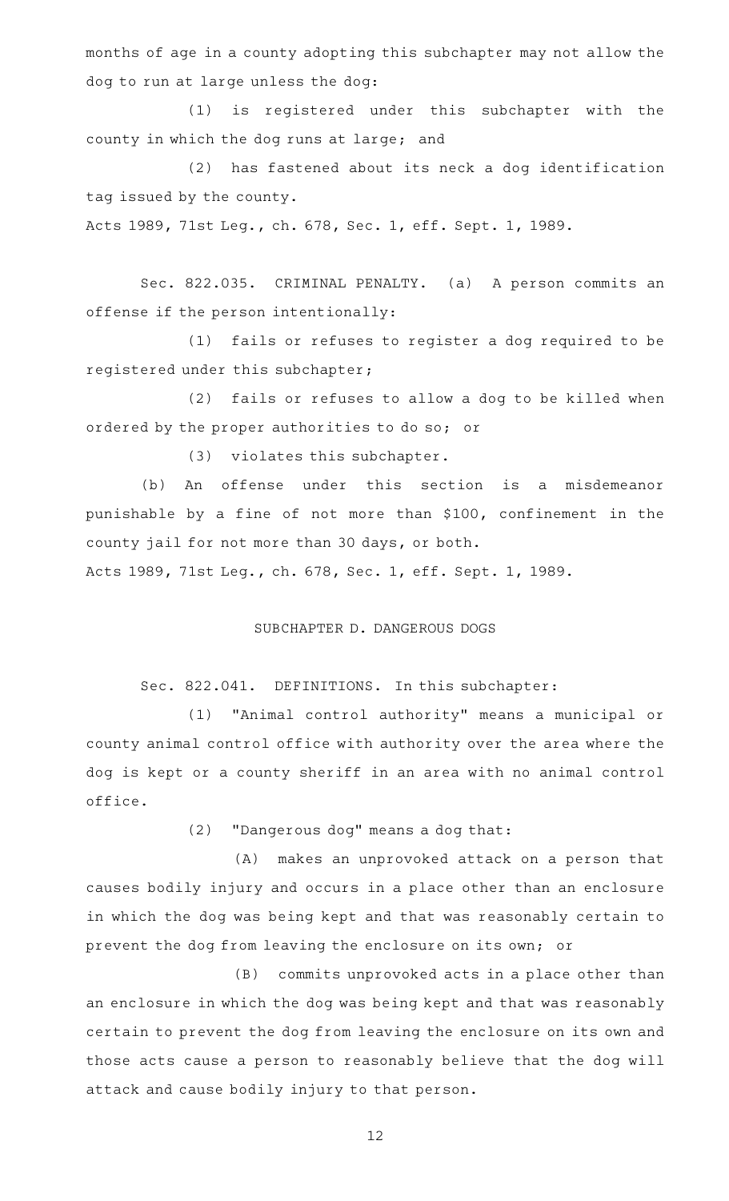months of age in a county adopting this subchapter may not allow the dog to run at large unless the dog:

(1) is registered under this subchapter with the county in which the dog runs at large; and

(2) has fastened about its neck a dog identification tag issued by the county.

Acts 1989, 71st Leg., ch. 678, Sec. 1, eff. Sept. 1, 1989.

Sec. 822.035. CRIMINAL PENALTY. (a) A person commits an offense if the person intentionally:

(1) fails or refuses to register a dog required to be registered under this subchapter;

(2) fails or refuses to allow a dog to be killed when ordered by the proper authorities to do so; or

(3) violates this subchapter.

(b) An offense under this section is a misdemeanor punishable by a fine of not more than $100, confinement in the county jail for not more than 30 days, or both.

Acts 1989, 71st Leg., ch. 678, Sec. 1, eff. Sept. 1, 1989.

SUBCHAPTER D. DANGEROUS DOGS

Sec. 822.041. DEFINITIONS. In this subchapter:

(1) "Animal control authority" means a municipal or county animal control office with authority over the area where the dog is kept or a county sheriff in an area with no animal control office.

(2) "Dangerous dog" means a dog that:

(A) makes an unprovoked attack on a person that causes bodily injury and occurs in a place other than an enclosure in which the dog was being kept and that was reasonably certain to prevent the dog from leaving the enclosure on its own; or

(B) commits unprovoked acts in a place other than an enclosure in which the dog was being kept and that was reasonably certain to prevent the dog from leaving the enclosure on its own and those acts cause a person to reasonably believe that the dog will attack and cause bodily injury to that person.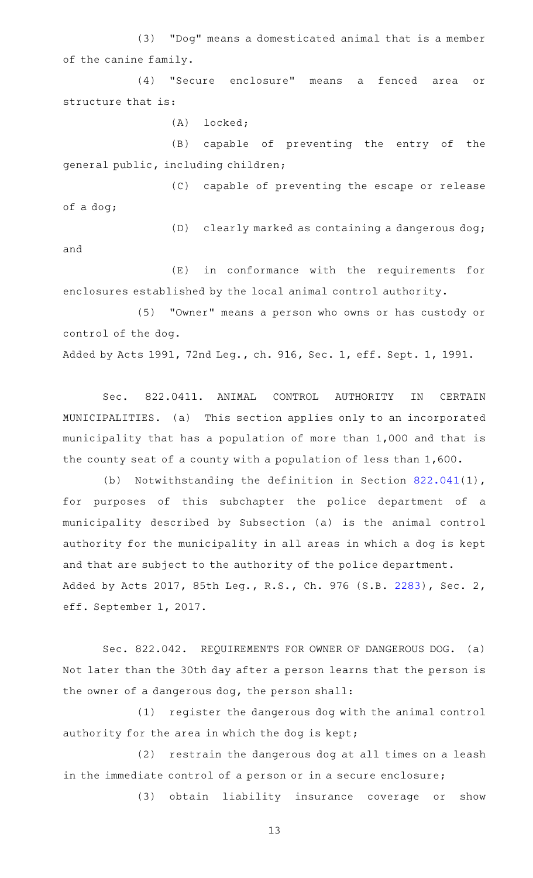(3) "Dog" means a domesticated animal that is a member of the canine family.

(4) "Secure enclosure" means a fenced area or structure that is:

(A) locked;

(B) capable of preventing the entry of the general public, including children;

(C) capable of preventing the escape or release of a dog;

(D) clearly marked as containing a dangerous dog; and

(E) in conformance with the requirements for enclosures established by the local animal control authority.

(5) "Owner" means a person who owns or has custody or control of the dog.

Added by Acts 1991, 72nd Leg., ch. 916, Sec. 1, eff. Sept. 1, 1991.

Sec. 822.0411. ANIMAL CONTROL AUTHORITY IN CERTAIN MUNICIPALITIES. (a) This section applies only to an incorporated municipality that has a population of more than 1,000 and that is the county seat of a county with a population of less than 1,600.

(b) Notwithstanding the definition in Section 822.041(1), for purposes of this subchapter the police department of a municipality described by Subsection (a) is the animal control authority for the municipality in all areas in which a dog is kept and that are subject to the authority of the police department.

Added by Acts 2017, 85th Leg., R.S., Ch. 976 (S.B. 2283), Sec. 2, eff. September 1, 2017.

Sec. 822.042. REQUIREMENTS FOR OWNER OF DANGEROUS DOG. (a) Not later than the 30th day after a person learns that the person is the owner of a dangerous dog, the person shall:

(1) register the dangerous dog with the animal control authority for the area in which the dog is kept;

(2) restrain the dangerous dog at all times on a leash in the immediate control of a person or in a secure enclosure;

(3) obtain liability insurance coverage or show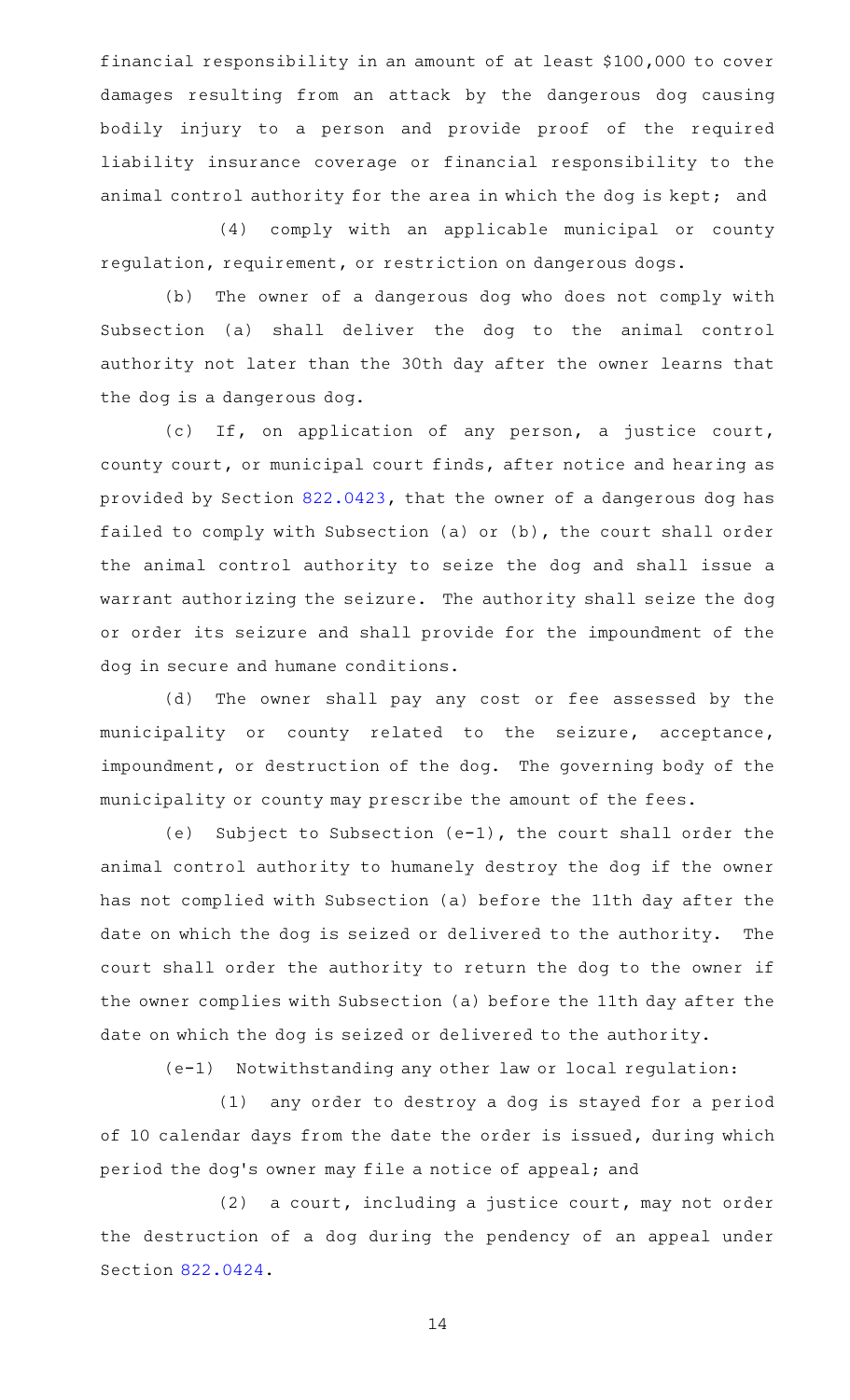financial responsibility in an amount of at least $100,000 to cover damages resulting from an attack by the dangerous dog causing bodily injury to a person and provide proof of the required liability insurance coverage or financial responsibility to the animal control authority for the area in which the dog is kept; and

(4) comply with an applicable municipal or county regulation, requirement, or restriction on dangerous dogs.

(b) The owner of a dangerous dog who does not comply with Subsection (a) shall deliver the dog to the animal control authority not later than the 30th day after the owner learns that the dog is a dangerous dog.

(c) If, on application of any person, a justice court, county court, or municipal court finds, after notice and hearing as provided by Section 822.0423, that the owner of a dangerous dog has failed to comply with Subsection (a) or (b), the court shall order the animal control authority to seize the dog and shall issue a warrant authorizing the seizure. The authority shall seize the dog or order its seizure and shall provide for the impoundment of the dog in secure and humane conditions.

(d) The owner shall pay any cost or fee assessed by the municipality or county related to the seizure, acceptance, impoundment, or destruction of the dog. The governing body of the municipality or county may prescribe the amount of the fees.

(e) Subject to Subsection (e-1), the court shall order the animal control authority to humanely destroy the dog if the owner has not complied with Subsection (a) before the 11th day after the date on which the dog is seized or delivered to the authority. The court shall order the authority to return the dog to the owner if the owner complies with Subsection (a) before the 11th day after the date on which the dog is seized or delivered to the authority.

(e-1) Notwithstanding any other law or local regulation:

(1) any order to destroy a dog is stayed for a period of 10 calendar days from the date the order is issued, during which period the dog's owner may file a notice of appeal; and

(2) a court, including a justice court, may not order the destruction of a dog during the pendency of an appeal under Section 822.0424.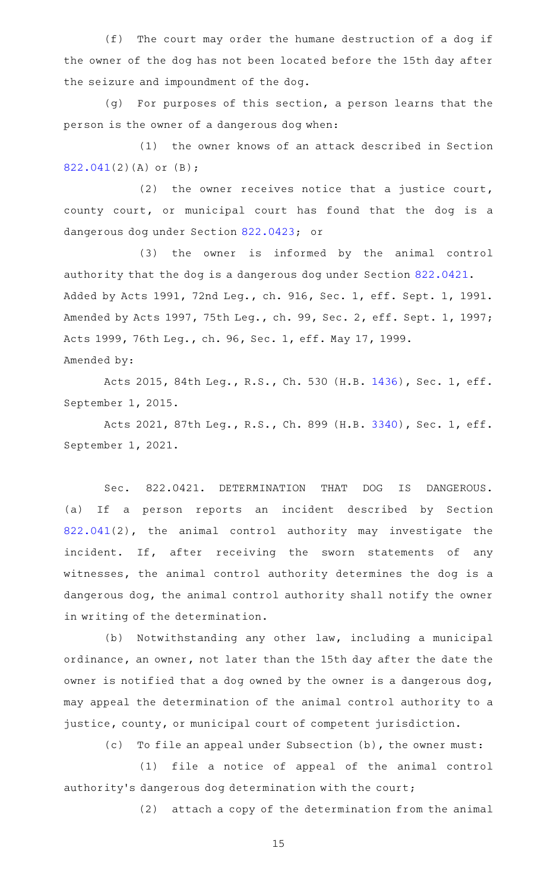(f) The court may order the humane destruction of a dog if the owner of the dog has not been located before the 15th day after the seizure and impoundment of the dog.

(g) For purposes of this section, a person learns that the person is the owner of a dangerous dog when:

(1) the owner knows of an attack described in Section 822.041(2)(A) or (B);

(2) the owner receives notice that a justice court, county court, or municipal court has found that the dog is a dangerous dog under Section 822.0423; or

(3) the owner is informed by the animal control authority that the dog is a dangerous dog under Section 822.0421.

Added by Acts 1991, 72nd Leg., ch. 916, Sec. 1, eff. Sept. 1, 1991. Amended by Acts 1997, 75th Leg., ch. 99, Sec. 2, eff. Sept. 1, 1997; Acts 1999, 76th Leg., ch. 96, Sec. 1, eff. May 17, 1999.

Amended by:

Acts 2015, 84th Leg., R.S., Ch. 530 (H.B. 1436), Sec. 1, eff. September 1, 2015.

Acts 2021, 87th Leg., R.S., Ch. 899 (H.B. 3340), Sec. 1, eff. September 1, 2021.

Sec. 822.0421. DETERMINATION THAT DOG IS DANGEROUS. (a) If a person reports an incident described by Section 822.041(2), the animal control authority may investigate the incident. If, after receiving the sworn statements of any witnesses, the animal control authority determines the dog is a dangerous dog, the animal control authority shall notify the owner in writing of the determination.

(b) Notwithstanding any other law, including a municipal ordinance, an owner, not later than the 15th day after the date the owner is notified that a dog owned by the owner is a dangerous dog, may appeal the determination of the animal control authority to a justice, county, or municipal court of competent jurisdiction.

(c) To file an appeal under Subsection (b), the owner must:

(1) file a notice of appeal of the animal control authority's dangerous dog determination with the court;

(2) attach a copy of the determination from the animal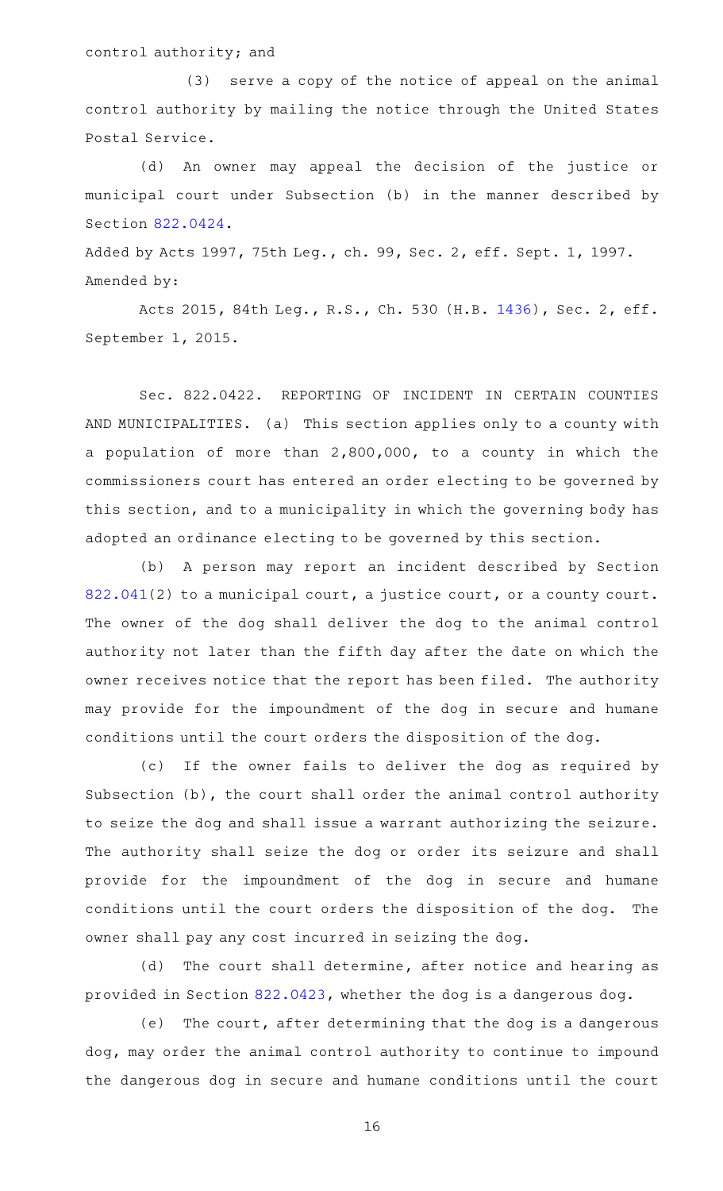control authority; and

(3) serve a copy of the notice of appeal on the animal control authority by mailing the notice through the United States Postal Service.

(d) An owner may appeal the decision of the justice or municipal court under Subsection (b) in the manner described by Section 822.0424.

Added by Acts 1997, 75th Leg., ch. 99, Sec. 2, eff. Sept. 1, 1997.
Amended by:

Acts 2015, 84th Leg., R.S., Ch. 530 (H.B. 1436), Sec. 2, eff. September 1, 2015.

Sec. 822.0422. REPORTING OF INCIDENT IN CERTAIN COUNTIES AND MUNICIPALITIES. (a) This section applies only to a county with a population of more than 2,800,000, to a county in which the commissioners court has entered an order electing to be governed by this section, and to a municipality in which the governing body has adopted an ordinance electing to be governed by this section.

(b) A person may report an incident described by Section 822.041(2) to a municipal court, a justice court, or a county court. The owner of the dog shall deliver the dog to the animal control authority not later than the fifth day after the date on which the owner receives notice that the report has been filed. The authority may provide for the impoundment of the dog in secure and humane conditions until the court orders the disposition of the dog.

(c) If the owner fails to deliver the dog as required by Subsection (b), the court shall order the animal control authority to seize the dog and shall issue a warrant authorizing the seizure. The authority shall seize the dog or order its seizure and shall provide for the impoundment of the dog in secure and humane conditions until the court orders the disposition of the dog. The owner shall pay any cost incurred in seizing the dog.

(d) The court shall determine, after notice and hearing as provided in Section 822.0423, whether the dog is a dangerous dog.

(e) The court, after determining that the dog is a dangerous dog, may order the animal control authority to continue to impound the dangerous dog in secure and humane conditions until the court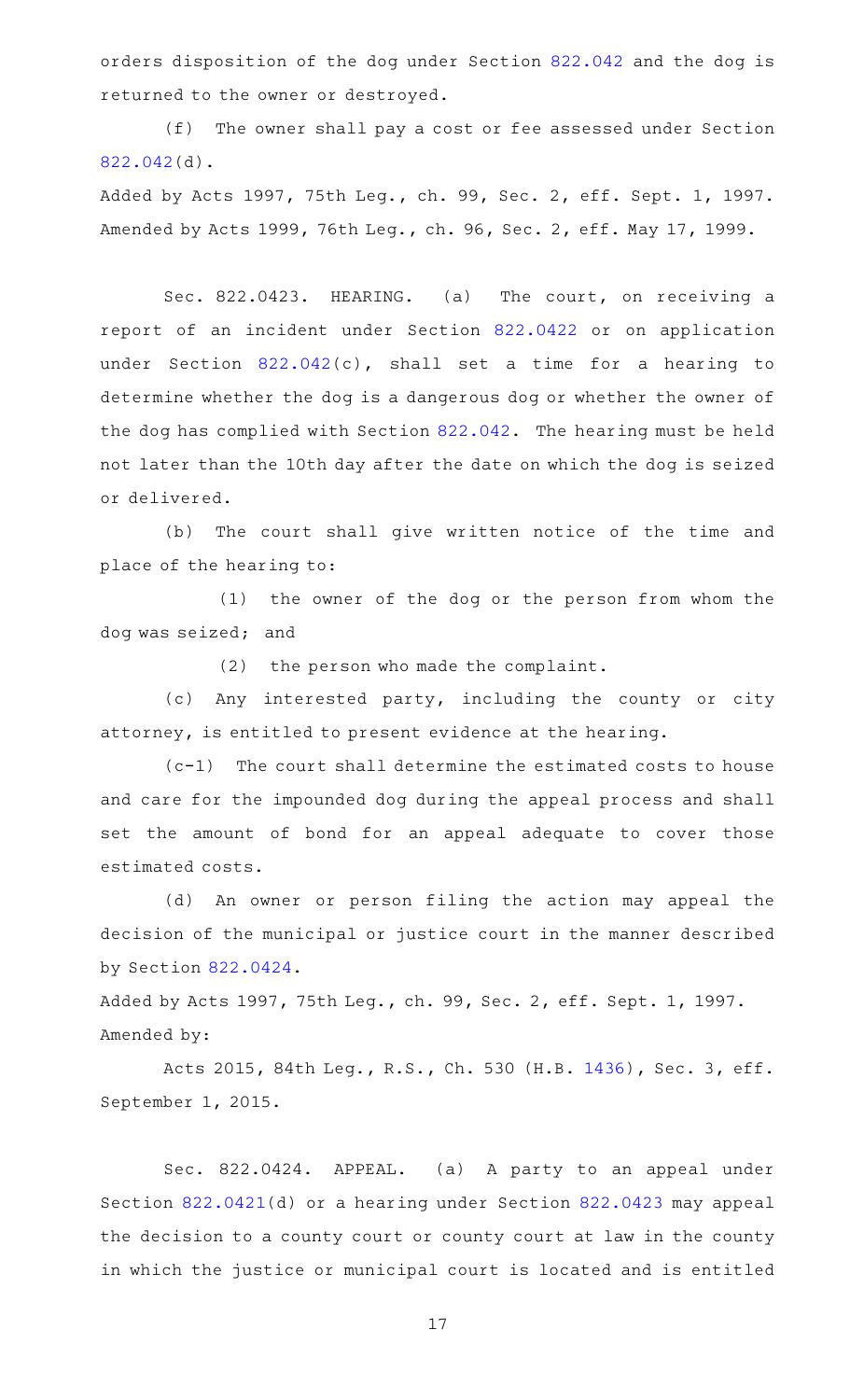orders disposition of the dog under Section 822.042 and the dog is returned to the owner or destroyed.

(f) The owner shall pay a cost or fee assessed under Section 822.042(d).

Added by Acts 1997, 75th Leg., ch. 99, Sec. 2, eff. Sept. 1, 1997. Amended by Acts 1999, 76th Leg., ch. 96, Sec. 2, eff. May 17, 1999.

Sec. 822.0423. HEARING. (a) The court, on receiving a report of an incident under Section 822.0422 or on application under Section 822.042(c), shall set a time for a hearing to determine whether the dog is a dangerous dog or whether the owner of the dog has complied with Section 822.042. The hearing must be held not later than the 10th day after the date on which the dog is seized or delivered.

(b) The court shall give written notice of the time and place of the hearing to:

(1) the owner of the dog or the person from whom the dog was seized; and

(2) the person who made the complaint.

(c) Any interested party, including the county or city attorney, is entitled to present evidence at the hearing.

(c-1) The court shall determine the estimated costs to house and care for the impounded dog during the appeal process and shall set the amount of bond for an appeal adequate to cover those estimated costs.

(d) An owner or person filing the action may appeal the decision of the municipal or justice court in the manner described by Section 822.0424.

Added by Acts 1997, 75th Leg., ch. 99, Sec. 2, eff. Sept. 1, 1997.
Amended by:

Acts 2015, 84th Leg., R.S., Ch. 530 (H.B. 1436), Sec. 3, eff. September 1, 2015.

Sec. 822.0424. APPEAL. (a) A party to an appeal under Section 822.0421(d) or a hearing under Section 822.0423 may appeal the decision to a county court or county court at law in the county in which the justice or municipal court is located and is entitled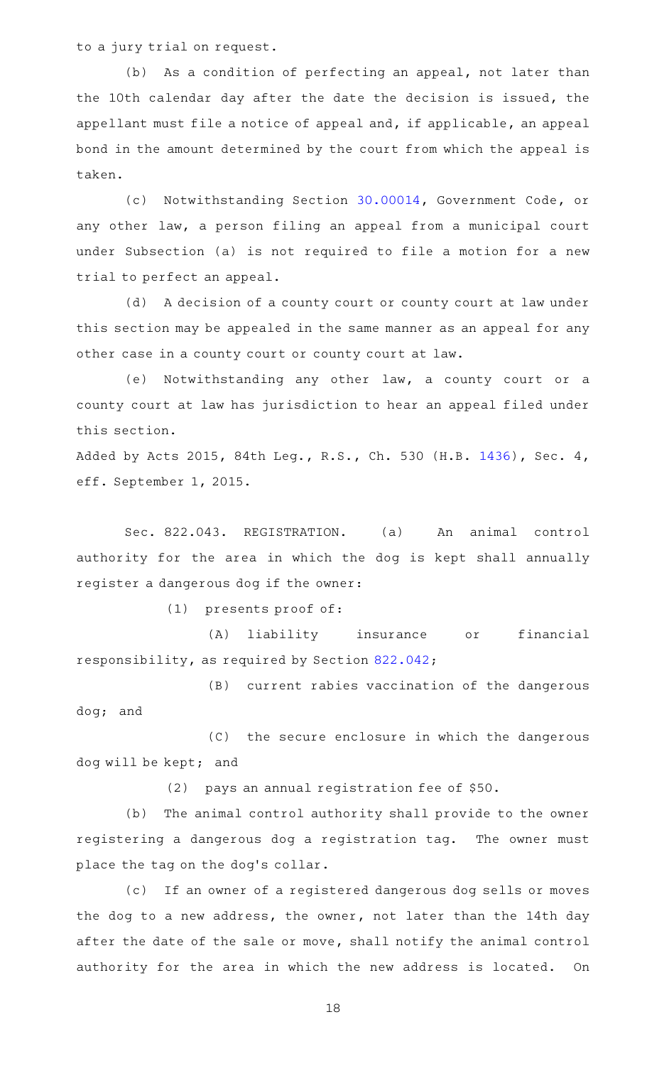to a jury trial on request.

(b) As a condition of perfecting an appeal, not later than the 10th calendar day after the date the decision is issued, the appellant must file a notice of appeal and, if applicable, an appeal bond in the amount determined by the court from which the appeal is taken.

(c) Notwithstanding Section 30.00014, Government Code, or any other law, a person filing an appeal from a municipal court under Subsection (a) is not required to file a motion for a new trial to perfect an appeal.

(d) A decision of a county court or county court at law under this section may be appealed in the same manner as an appeal for any other case in a county court or county court at law.

(e) Notwithstanding any other law, a county court or a county court at law has jurisdiction to hear an appeal filed under this section.

Added by Acts 2015, 84th Leg., R.S., Ch. 530 (H.B. 1436), Sec. 4, eff. September 1, 2015.

Sec. 822.043. REGISTRATION. (a) An animal control authority for the area in which the dog is kept shall annually register a dangerous dog if the owner:

(1) presents proof of:

(A) liability insurance or financial responsibility, as required by Section 822.042;

(B) current rabies vaccination of the dangerous dog; and

(C) the secure enclosure in which the dangerous dog will be kept; and

(2) pays an annual registration fee of $50.

(b) The animal control authority shall provide to the owner registering a dangerous dog a registration tag. The owner must place the tag on the dog's collar.

(c) If an owner of a registered dangerous dog sells or moves the dog to a new address, the owner, not later than the 14th day after the date of the sale or move, shall notify the animal control authority for the area in which the new address is located. On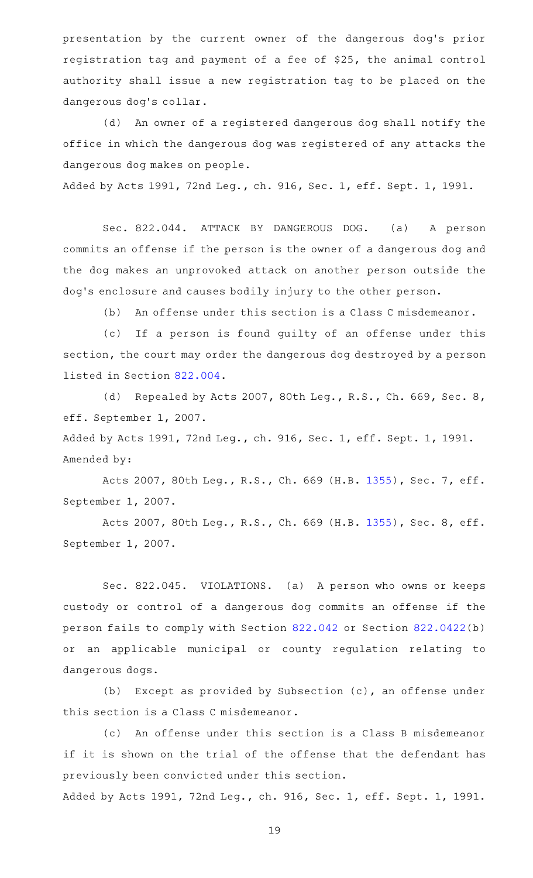presentation by the current owner of the dangerous dog's prior registration tag and payment of a fee of $25, the animal control authority shall issue a new registration tag to be placed on the dangerous dog's collar.

(d) An owner of a registered dangerous dog shall notify the office in which the dangerous dog was registered of any attacks the dangerous dog makes on people.

Added by Acts 1991, 72nd Leg., ch. 916, Sec. 1, eff. Sept. 1, 1991.

Sec. 822.044. ATTACK BY DANGEROUS DOG. (a) A person commits an offense if the person is the owner of a dangerous dog and the dog makes an unprovoked attack on another person outside the dog's enclosure and causes bodily injury to the other person.

(b) An offense under this section is a Class C misdemeanor.

(c) If a person is found guilty of an offense under this section, the court may order the dangerous dog destroyed by a person listed in Section 822.004.

(d) Repealed by Acts 2007, 80th Leg., R.S., Ch. 669, Sec. 8, eff. September 1, 2007.

Added by Acts 1991, 72nd Leg., ch. 916, Sec. 1, eff. Sept. 1, 1991.
Amended by:

Acts 2007, 80th Leg., R.S., Ch. 669 (H.B. 1355), Sec. 7, eff. September 1, 2007.

Acts 2007, 80th Leg., R.S., Ch. 669 (H.B. 1355), Sec. 8, eff. September 1, 2007.

Sec. 822.045. VIOLATIONS. (a) A person who owns or keeps custody or control of a dangerous dog commits an offense if the person fails to comply with Section 822.042 or Section 822.0422(b) or an applicable municipal or county regulation relating to dangerous dogs.

(b) Except as provided by Subsection (c), an offense under this section is a Class C misdemeanor.

(c) An offense under this section is a Class B misdemeanor if it is shown on the trial of the offense that the defendant has previously been convicted under this section.

Added by Acts 1991, 72nd Leg., ch. 916, Sec. 1, eff. Sept. 1, 1991.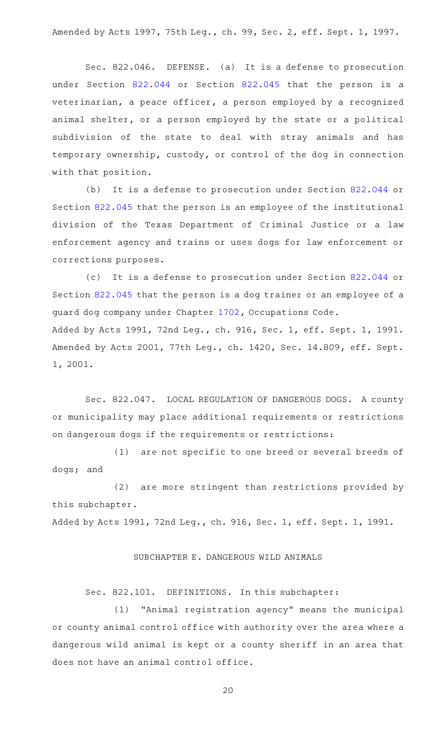Amended by Acts 1997, 75th Leg., ch. 99, Sec. 2, eff. Sept. 1, 1997.

Sec. 822.046. DEFENSE. (a) It is a defense to prosecution under Section 822.044 or Section 822.045 that the person is a veterinarian, a peace officer, a person employed by a recognized animal shelter, or a person employed by the state or a political subdivision of the state to deal with stray animals and has temporary ownership, custody, or control of the dog in connection with that position.

(b) It is a defense to prosecution under Section 822.044 or Section 822.045 that the person is an employee of the institutional division of the Texas Department of Criminal Justice or a law enforcement agency and trains or uses dogs for law enforcement or corrections purposes.

(c) It is a defense to prosecution under Section 822.044 or Section 822.045 that the person is a dog trainer or an employee of a guard dog company under Chapter 1702, Occupations Code.

Added by Acts 1991, 72nd Leg., ch. 916, Sec. 1, eff. Sept. 1, 1991.
Amended by Acts 2001, 77th Leg., ch. 1420, Sec. 14.809, eff. Sept. 1, 2001.

Sec. 822.047. LOCAL REGULATION OF DANGEROUS DOGS. A county or municipality may place additional requirements or restrictions on dangerous dogs if the requirements or restrictions:

(1) are not specific to one breed or several breeds of dogs; and

(2) are more stringent than restrictions provided by this subchapter.

Added by Acts 1991, 72nd Leg., ch. 916, Sec. 1, eff. Sept. 1, 1991.

## SUBCHAPTER E. DANGEROUS WILD ANIMALS

Sec. 822.101. DEFINITIONS. In this subchapter:

(1) "Animal registration agency" means the municipal or county animal control office with authority over the area where a dangerous wild animal is kept or a county sheriff in an area that does not have an animal control office.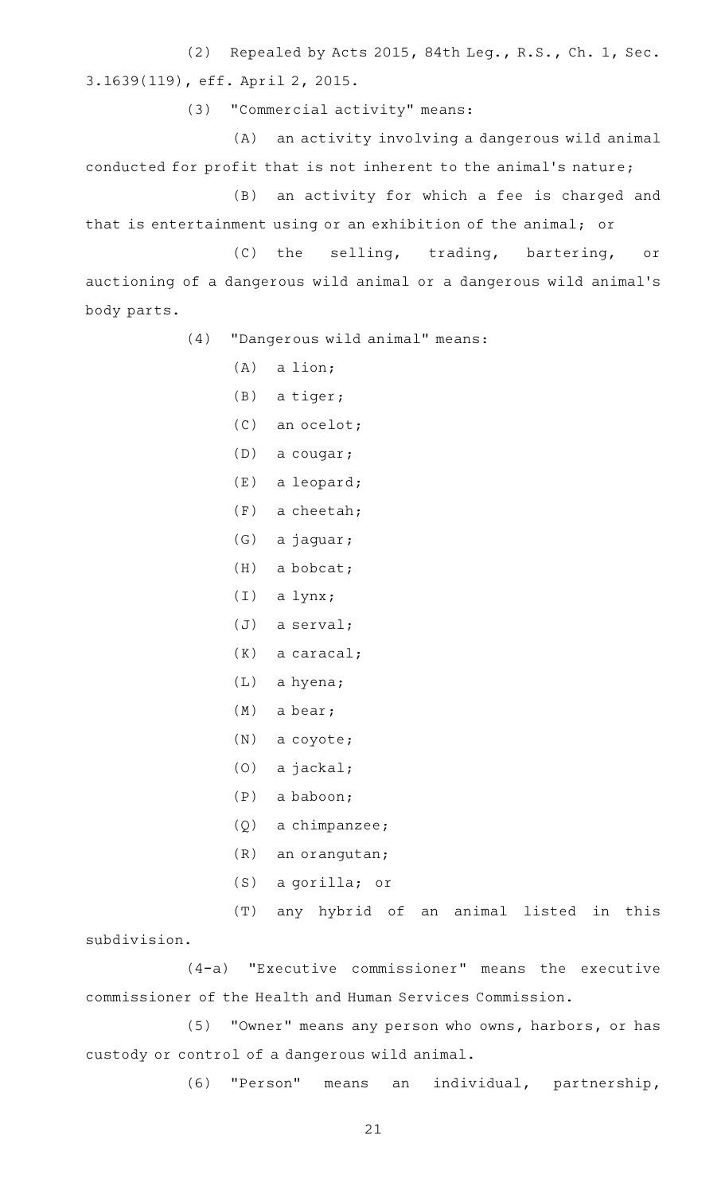(2) Repealed by Acts 2015, 84th Leg., R.S., Ch. 1, Sec. 3.1639(119), eff. April 2, 2015.

(3) "Commercial activity" means:

(A) an activity involving a dangerous wild animal conducted for profit that is not inherent to the animal's nature;

(B) an activity for which a fee is charged and that is entertainment using or an exhibition of the animal; or

(C) the selling, trading, bartering, or auctioning of a dangerous wild animal or a dangerous wild animal's body parts.

(4) "Dangerous wild animal" means:

(A) a lion;

(B) a tiger;

(C) an ocelot;

(D) a cougar;

(E) a leopard;

(F) a cheetah;

(G) a jaguar;

(H) a bobcat;

(I) a lynx;

(J) a serval;

(K) a caracal;

(L) a hyena;

(M) a bear;

(N) a coyote;

(O) a jackal;

(P) a baboon;

(Q) a chimpanzee;

(R) an orangutan;

(S) a gorilla; or

(T) any hybrid of an animal listed in this subdivision.

(4-a) "Executive commissioner" means the executive commissioner of the Health and Human Services Commission.

(5) "Owner" means any person who owns, harbors, or has custody or control of a dangerous wild animal.

(6) "Person" means an individual, partnership,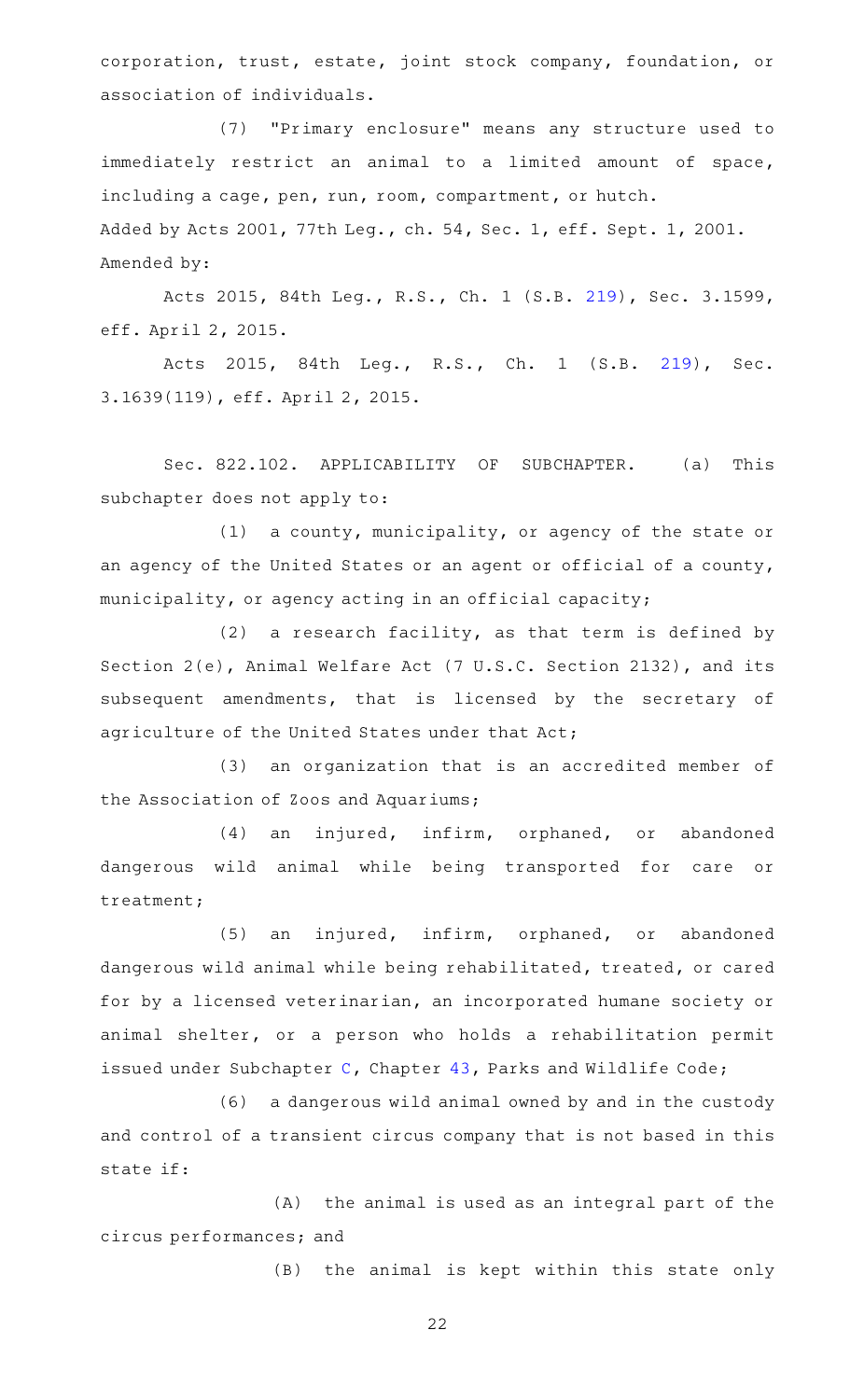corporation, trust, estate, joint stock company, foundation, or association of individuals.

(7) "Primary enclosure" means any structure used to immediately restrict an animal to a limited amount of space, including a cage, pen, run, room, compartment, or hutch.

Added by Acts 2001, 77th Leg., ch. 54, Sec. 1, eff. Sept. 1, 2001.

Amended by:

Acts 2015, 84th Leg., R.S., Ch. 1 (S.B. 219), Sec. 3.1599, eff. April 2, 2015.

Acts 2015, 84th Leg., R.S., Ch. 1 (S.B. 219), Sec. 3.1639(119), eff. April 2, 2015.

Sec. 822.102. APPLICABILITY OF SUBCHAPTER. (a) This subchapter does not apply to:

(1) a county, municipality, or agency of the state or an agency of the United States or an agent or official of a county, municipality, or agency acting in an official capacity;

(2) a research facility, as that term is defined by Section 2(e), Animal Welfare Act (7 U.S.C. Section 2132), and its subsequent amendments, that is licensed by the secretary of agriculture of the United States under that Act;

(3) an organization that is an accredited member of the Association of Zoos and Aquariums;

(4) an injured, infirm, orphaned, or abandoned dangerous wild animal while being transported for care or treatment;

(5) an injured, infirm, orphaned, or abandoned dangerous wild animal while being rehabilitated, treated, or cared for by a licensed veterinarian, an incorporated humane society or animal shelter, or a person who holds a rehabilitation permit issued under Subchapter C, Chapter 43, Parks and Wildlife Code;

(6) a dangerous wild animal owned by and in the custody and control of a transient circus company that is not based in this state if:

(A) the animal is used as an integral part of the circus performances; and

(B) the animal is kept within this state only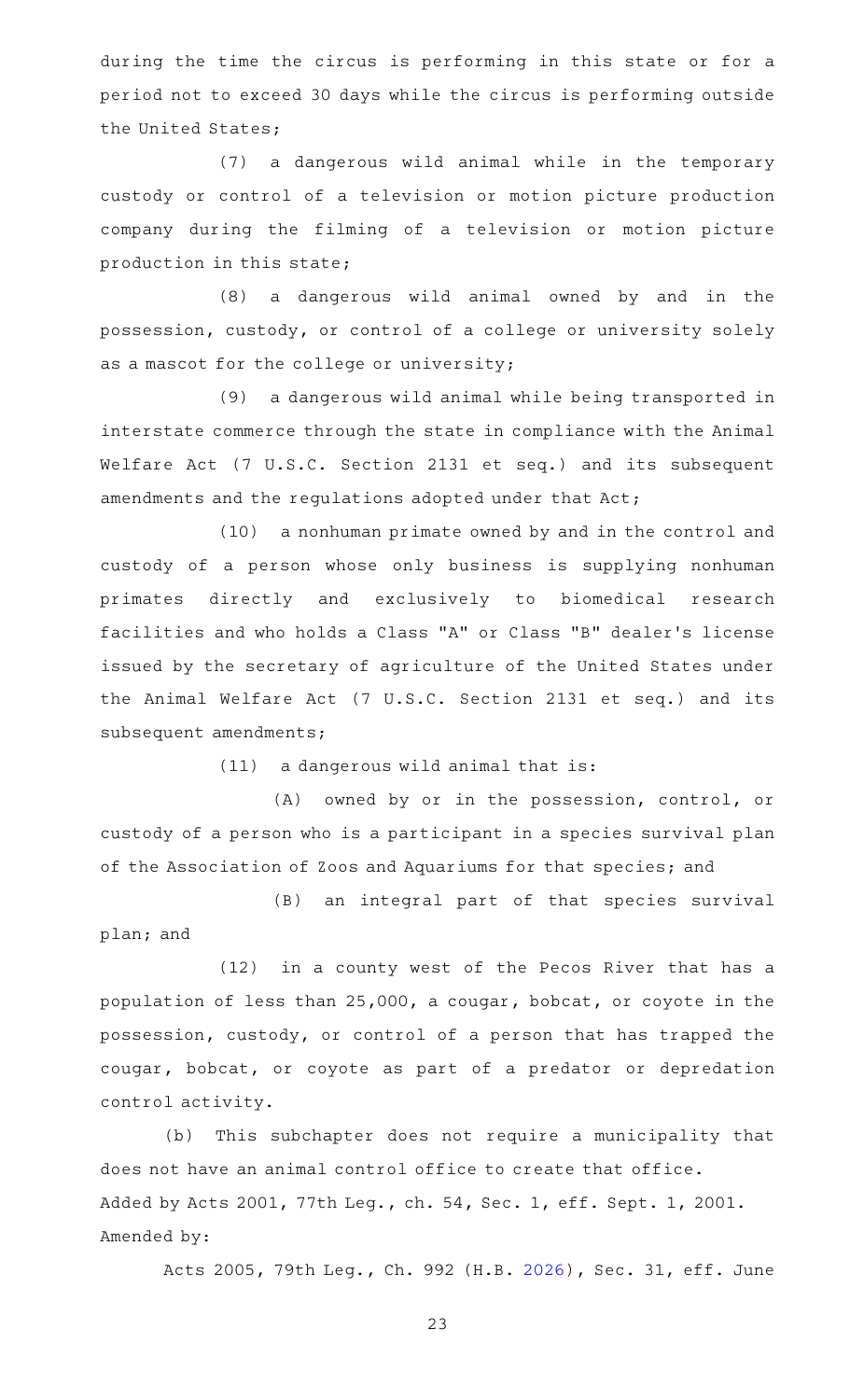during the time the circus is performing in this state or for a period not to exceed 30 days while the circus is performing outside the United States;

(7) a dangerous wild animal while in the temporary custody or control of a television or motion picture production company during the filming of a television or motion picture production in this state;

(8) a dangerous wild animal owned by and in the possession, custody, or control of a college or university solely as a mascot for the college or university;

(9) a dangerous wild animal while being transported in interstate commerce through the state in compliance with the Animal Welfare Act (7 U.S.C. Section 2131 et seq.) and its subsequent amendments and the regulations adopted under that Act;

(10) a nonhuman primate owned by and in the control and custody of a person whose only business is supplying nonhuman primates directly and exclusively to biomedical research facilities and who holds a Class "A" or Class "B" dealer's license issued by the secretary of agriculture of the United States under the Animal Welfare Act (7 U.S.C. Section 2131 et seq.) and its subsequent amendments;

(11) a dangerous wild animal that is:

(A) owned by or in the possession, control, or custody of a person who is a participant in a species survival plan of the Association of Zoos and Aquariums for that species; and

(B) an integral part of that species survival plan; and

(12) in a county west of the Pecos River that has a population of less than 25,000, a cougar, bobcat, or coyote in the possession, custody, or control of a person that has trapped the cougar, bobcat, or coyote as part of a predator or depredation control activity.

(b) This subchapter does not require a municipality that does not have an animal control office to create that office.

Added by Acts 2001, 77th Leg., ch. 54, Sec. 1, eff. Sept. 1, 2001.

Amended by:

Acts 2005, 79th Leg., Ch. 992 (H.B. 2026), Sec. 31, eff. June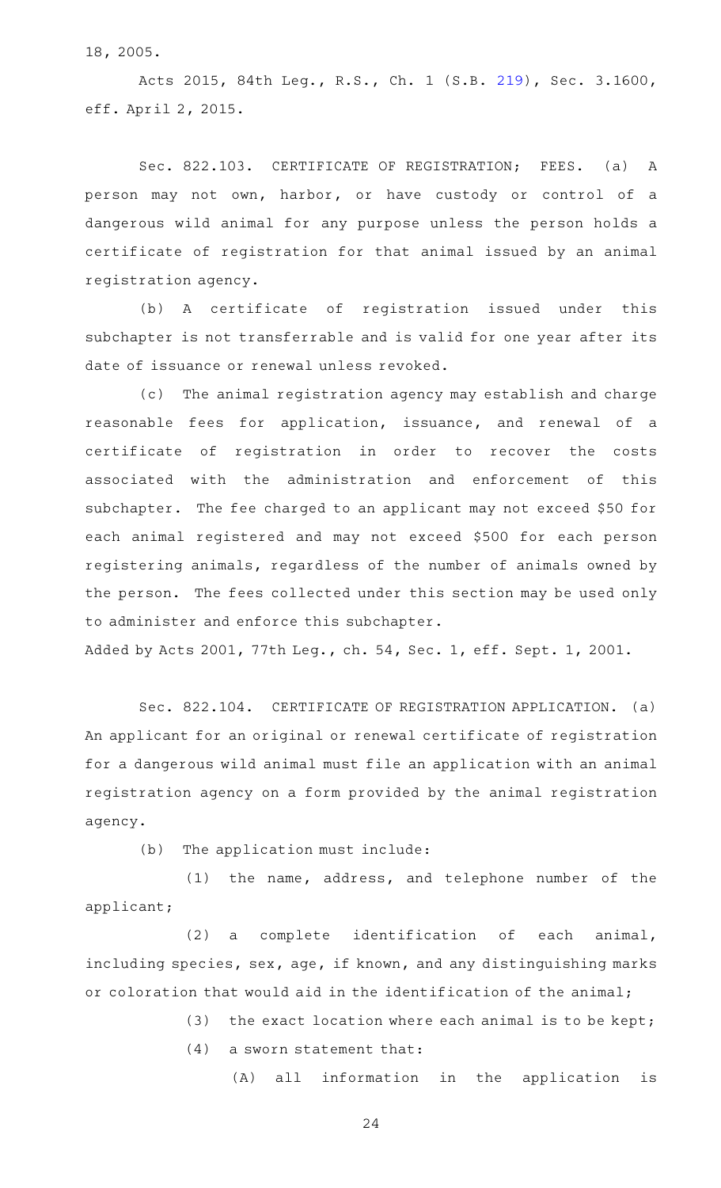18, 2005.

Acts 2015, 84th Leg., R.S., Ch. 1 (S.B. 219), Sec. 3.1600, eff. April 2, 2015.

Sec. 822.103. CERTIFICATE OF REGISTRATION; FEES. (a) A person may not own, harbor, or have custody or control of a dangerous wild animal for any purpose unless the person holds a certificate of registration for that animal issued by an animal registration agency.

(b) A certificate of registration issued under this subchapter is not transferrable and is valid for one year after its date of issuance or renewal unless revoked.

(c) The animal registration agency may establish and charge reasonable fees for application, issuance, and renewal of a certificate of registration in order to recover the costs associated with the administration and enforcement of this subchapter. The fee charged to an applicant may not exceed $50 for each animal registered and may not exceed $500 for each person registering animals, regardless of the number of animals owned by the person. The fees collected under this section may be used only to administer and enforce this subchapter.

Added by Acts 2001, 77th Leg., ch. 54, Sec. 1, eff. Sept. 1, 2001.

Sec. 822.104. CERTIFICATE OF REGISTRATION APPLICATION. (a) An applicant for an original or renewal certificate of registration for a dangerous wild animal must file an application with an animal registration agency on a form provided by the animal registration agency.

(b) The application must include:

(1) the name, address, and telephone number of the applicant;

(2) a complete identification of each animal, including species, sex, age, if known, and any distinguishing marks or coloration that would aid in the identification of the animal;

(3) the exact location where each animal is to be kept;

(4) a sworn statement that:

(A) all information in the application is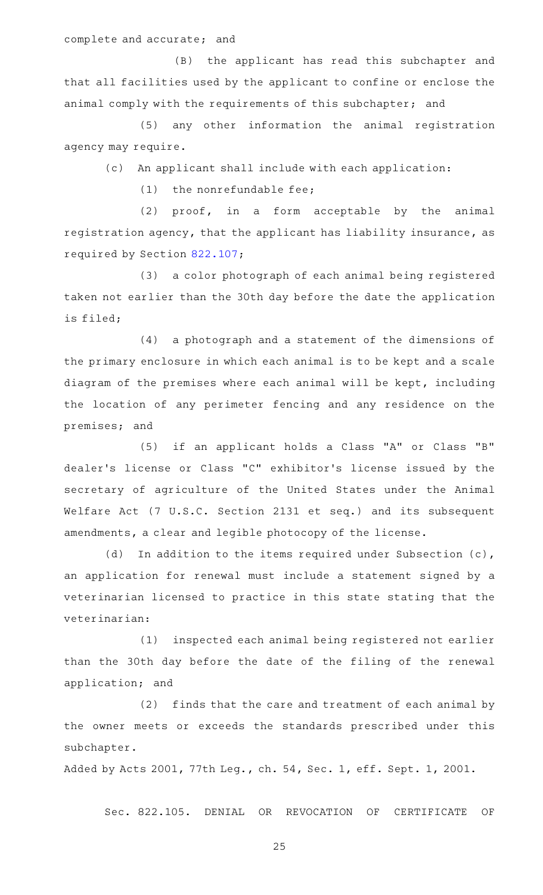complete and accurate; and

(B) the applicant has read this subchapter and that all facilities used by the applicant to confine or enclose the animal comply with the requirements of this subchapter; and

(5) any other information the animal registration agency may require.

(c) An applicant shall include with each application:

(1) the nonrefundable fee;

(2) proof, in a form acceptable by the animal registration agency, that the applicant has liability insurance, as required by Section 822.107;

(3) a color photograph of each animal being registered taken not earlier than the 30th day before the date the application is filed;

(4) a photograph and a statement of the dimensions of the primary enclosure in which each animal is to be kept and a scale diagram of the premises where each animal will be kept, including the location of any perimeter fencing and any residence on the premises; and

(5) if an applicant holds a Class "A" or Class "B" dealer's license or Class "C" exhibitor's license issued by the secretary of agriculture of the United States under the Animal Welfare Act (7 U.S.C. Section 2131 et seq.) and its subsequent amendments, a clear and legible photocopy of the license.

(d) In addition to the items required under Subsection (c), an application for renewal must include a statement signed by a veterinarian licensed to practice in this state stating that the veterinarian:

(1) inspected each animal being registered not earlier than the 30th day before the date of the filing of the renewal application; and

(2) finds that the care and treatment of each animal by the owner meets or exceeds the standards prescribed under this subchapter.

Added by Acts 2001, 77th Leg., ch. 54, Sec. 1, eff. Sept. 1, 2001.

Sec. 822.105. DENIAL OR REVOCATION OF CERTIFICATE OF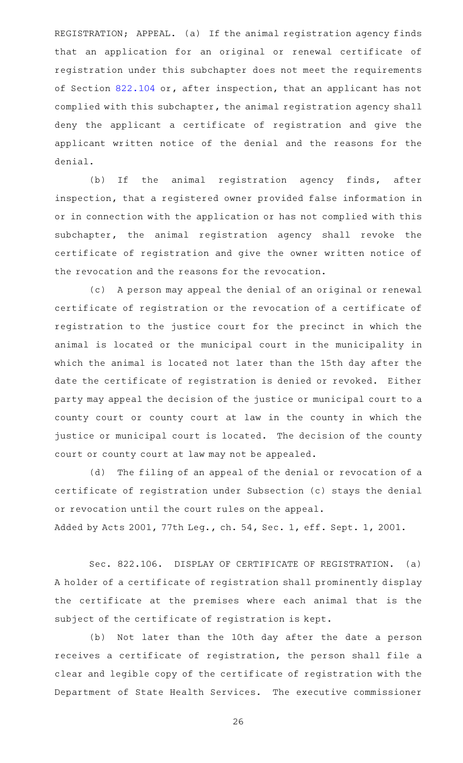REGISTRATION; APPEAL. (a) If the animal registration agency finds that an application for an original or renewal certificate of registration under this subchapter does not meet the requirements of Section 822.104 or, after inspection, that an applicant has not complied with this subchapter, the animal registration agency shall deny the applicant a certificate of registration and give the applicant written notice of the denial and the reasons for the denial.

(b) If the animal registration agency finds, after inspection, that a registered owner provided false information in or in connection with the application or has not complied with this subchapter, the animal registration agency shall revoke the certificate of registration and give the owner written notice of the revocation and the reasons for the revocation.

(c) A person may appeal the denial of an original or renewal certificate of registration or the revocation of a certificate of registration to the justice court for the precinct in which the animal is located or the municipal court in the municipality in which the animal is located not later than the 15th day after the date the certificate of registration is denied or revoked. Either party may appeal the decision of the justice or municipal court to a county court or county court at law in the county in which the justice or municipal court is located. The decision of the county court or county court at law may not be appealed.

(d) The filing of an appeal of the denial or revocation of a certificate of registration under Subsection (c) stays the denial or revocation until the court rules on the appeal.

Added by Acts 2001, 77th Leg., ch. 54, Sec. 1, eff. Sept. 1, 2001.

Sec. 822.106. DISPLAY OF CERTIFICATE OF REGISTRATION. (a) A holder of a certificate of registration shall prominently display the certificate at the premises where each animal that is the subject of the certificate of registration is kept.

(b) Not later than the 10th day after the date a person receives a certificate of registration, the person shall file a clear and legible copy of the certificate of registration with the Department of State Health Services. The executive commissioner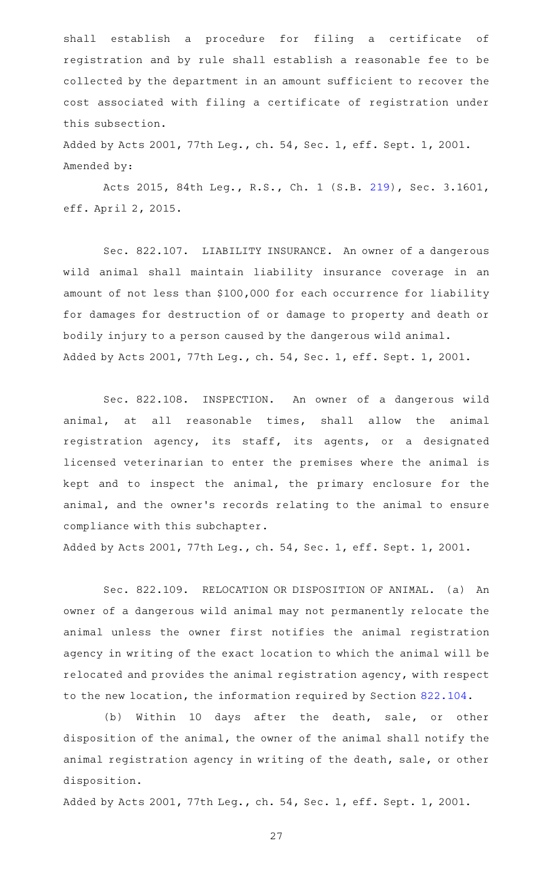shall establish a procedure for filing a certificate of registration and by rule shall establish a reasonable fee to be collected by the department in an amount sufficient to recover the cost associated with filing a certificate of registration under this subsection.

Added by Acts 2001, 77th Leg., ch. 54, Sec. 1, eff. Sept. 1, 2001.
Amended by:

Acts 2015, 84th Leg., R.S., Ch. 1 (S.B. 219), Sec. 3.1601, eff. April 2, 2015.

Sec. 822.107. LIABILITY INSURANCE. An owner of a dangerous wild animal shall maintain liability insurance coverage in an amount of not less than $100,000 for each occurrence for liability for damages for destruction of or damage to property and death or bodily injury to a person caused by the dangerous wild animal.

Added by Acts 2001, 77th Leg., ch. 54, Sec. 1, eff. Sept. 1, 2001.

Sec. 822.108. INSPECTION. An owner of a dangerous wild animal, at all reasonable times, shall allow the animal registration agency, its staff, its agents, or a designated licensed veterinarian to enter the premises where the animal is kept and to inspect the animal, the primary enclosure for the animal, and the owner's records relating to the animal to ensure compliance with this subchapter.

Added by Acts 2001, 77th Leg., ch. 54, Sec. 1, eff. Sept. 1, 2001.

Sec. 822.109. RELOCATION OR DISPOSITION OF ANIMAL. (a) An owner of a dangerous wild animal may not permanently relocate the animal unless the owner first notifies the animal registration agency in writing of the exact location to which the animal will be relocated and provides the animal registration agency, with respect to the new location, the information required by Section 822.104.

(b) Within 10 days after the death, sale, or other disposition of the animal, the owner of the animal shall notify the animal registration agency in writing of the death, sale, or other disposition.

Added by Acts 2001, 77th Leg., ch. 54, Sec. 1, eff. Sept. 1, 2001.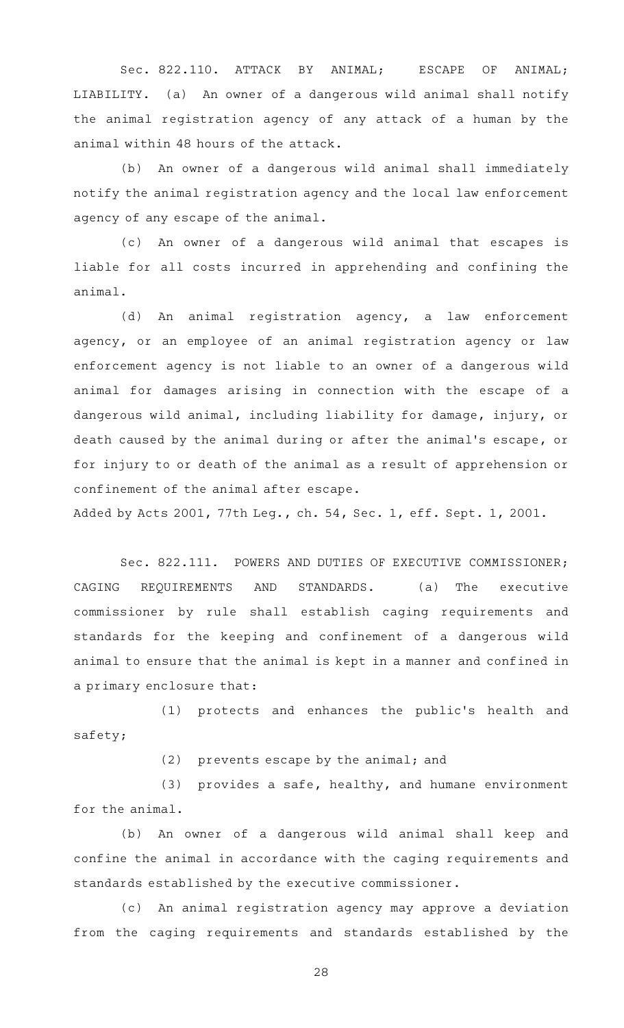Sec. 822.110. ATTACK BY ANIMAL; ESCAPE OF ANIMAL; LIABILITY. (a) An owner of a dangerous wild animal shall notify the animal registration agency of any attack of a human by the animal within 48 hours of the attack.

(b) An owner of a dangerous wild animal shall immediately notify the animal registration agency and the local law enforcement agency of any escape of the animal.

(c) An owner of a dangerous wild animal that escapes is liable for all costs incurred in apprehending and confining the animal.

(d) An animal registration agency, a law enforcement agency, or an employee of an animal registration agency or law enforcement agency is not liable to an owner of a dangerous wild animal for damages arising in connection with the escape of a dangerous wild animal, including liability for damage, injury, or death caused by the animal during or after the animal's escape, or for injury to or death of the animal as a result of apprehension or confinement of the animal after escape.

Added by Acts 2001, 77th Leg., ch. 54, Sec. 1, eff. Sept. 1, 2001.

Sec. 822.111. POWERS AND DUTIES OF EXECUTIVE COMMISSIONER; CAGING REQUIREMENTS AND STANDARDS. (a) The executive commissioner by rule shall establish caging requirements and standards for the keeping and confinement of a dangerous wild animal to ensure that the animal is kept in a manner and confined in a primary enclosure that:

(1) protects and enhances the public's health and safety;

(2) prevents escape by the animal; and

(3) provides a safe, healthy, and humane environment for the animal.

(b) An owner of a dangerous wild animal shall keep and confine the animal in accordance with the caging requirements and standards established by the executive commissioner.

(c) An animal registration agency may approve a deviation from the caging requirements and standards established by the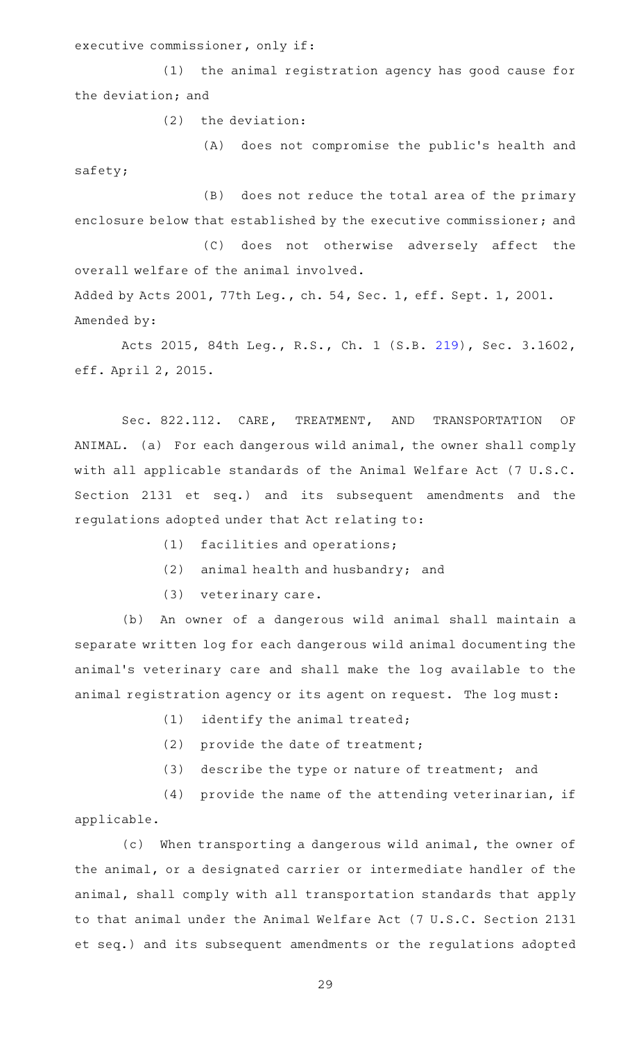executive commissioner, only if:

(1) the animal registration agency has good cause for the deviation; and

(2) the deviation:

(A) does not compromise the public's health and safety;

(B) does not reduce the total area of the primary enclosure below that established by the executive commissioner; and

(C) does not otherwise adversely affect the overall welfare of the animal involved.

Added by Acts 2001, 77th Leg., ch. 54, Sec. 1, eff. Sept. 1, 2001.
Amended by:

Acts 2015, 84th Leg., R.S., Ch. 1 (S.B. 219), Sec. 3.1602, eff. April 2, 2015.

Sec. 822.112. CARE, TREATMENT, AND TRANSPORTATION OF ANIMAL. (a) For each dangerous wild animal, the owner shall comply with all applicable standards of the Animal Welfare Act (7 U.S.C. Section 2131 et seq.) and its subsequent amendments and the regulations adopted under that Act relating to:

(1) facilities and operations;

(2) animal health and husbandry; and

(3) veterinary care.

(b) An owner of a dangerous wild animal shall maintain a separate written log for each dangerous wild animal documenting the animal's veterinary care and shall make the log available to the animal registration agency or its agent on request. The log must:

(1) identify the animal treated;

(2) provide the date of treatment;

(3) describe the type or nature of treatment; and

(4) provide the name of the attending veterinarian, if applicable.

(c) When transporting a dangerous wild animal, the owner of the animal, or a designated carrier or intermediate handler of the animal, shall comply with all transportation standards that apply to that animal under the Animal Welfare Act (7 U.S.C. Section 2131 et seq.) and its subsequent amendments or the regulations adopted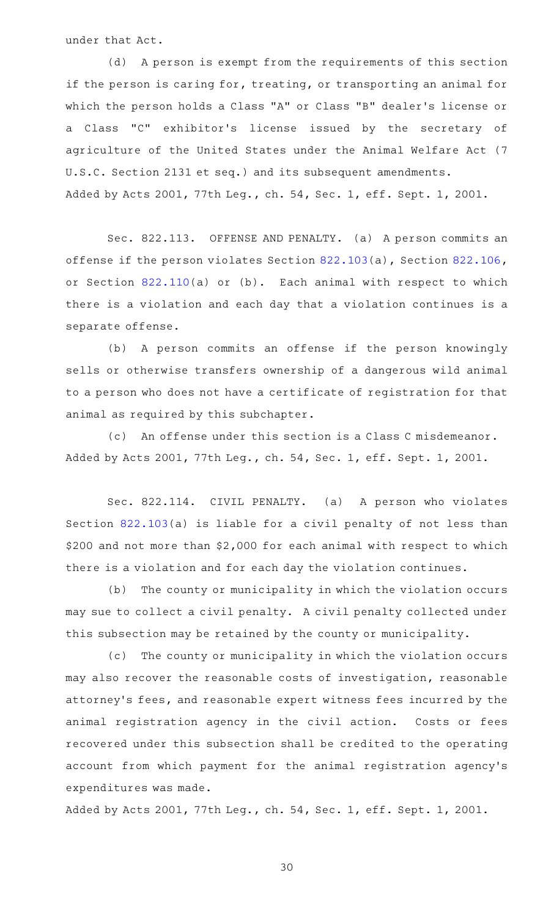under that Act.

(d) A person is exempt from the requirements of this section if the person is caring for, treating, or transporting an animal for which the person holds a Class "A" or Class "B" dealer's license or a Class "C" exhibitor's license issued by the secretary of agriculture of the United States under the Animal Welfare Act (7 U.S.C. Section 2131 et seq.) and its subsequent amendments.

Added by Acts 2001, 77th Leg., ch. 54, Sec. 1, eff. Sept. 1, 2001.

Sec. 822.113. OFFENSE AND PENALTY. (a) A person commits an offense if the person violates Section 822.103(a), Section 822.106, or Section 822.110(a) or (b). Each animal with respect to which there is a violation and each day that a violation continues is a separate offense.

(b) A person commits an offense if the person knowingly sells or otherwise transfers ownership of a dangerous wild animal to a person who does not have a certificate of registration for that animal as required by this subchapter.

(c) An offense under this section is a Class C misdemeanor.

Added by Acts 2001, 77th Leg., ch. 54, Sec. 1, eff. Sept. 1, 2001.

Sec. 822.114. CIVIL PENALTY. (a) A person who violates Section 822.103(a) is liable for a civil penalty of not less than $200 and not more than $2,000 for each animal with respect to which there is a violation and for each day the violation continues.

(b) The county or municipality in which the violation occurs may sue to collect a civil penalty. A civil penalty collected under this subsection may be retained by the county or municipality.

(c) The county or municipality in which the violation occurs may also recover the reasonable costs of investigation, reasonable attorney's fees, and reasonable expert witness fees incurred by the animal registration agency in the civil action. Costs or fees recovered under this subsection shall be credited to the operating account from which payment for the animal registration agency's expenditures was made.

Added by Acts 2001, 77th Leg., ch. 54, Sec. 1, eff. Sept. 1, 2001.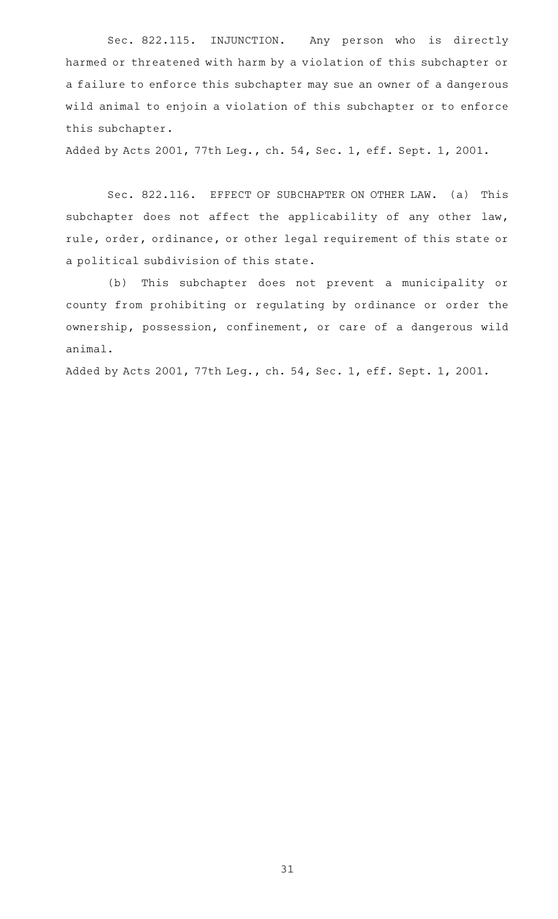Sec. 822.115. INJUNCTION. Any person who is directly harmed or threatened with harm by a violation of this subchapter or a failure to enforce this subchapter may sue an owner of a dangerous wild animal to enjoin a violation of this subchapter or to enforce this subchapter.

Added by Acts 2001, 77th Leg., ch. 54, Sec. 1, eff. Sept. 1, 2001.

Sec. 822.116. EFFECT OF SUBCHAPTER ON OTHER LAW. (a) This subchapter does not affect the applicability of any other law, rule, order, ordinance, or other legal requirement of this state or a political subdivision of this state.

(b) This subchapter does not prevent a municipality or county from prohibiting or regulating by ordinance or order the ownership, possession, confinement, or care of a dangerous wild animal.

Added by Acts 2001, 77th Leg., ch. 54, Sec. 1, eff. Sept. 1, 2001.